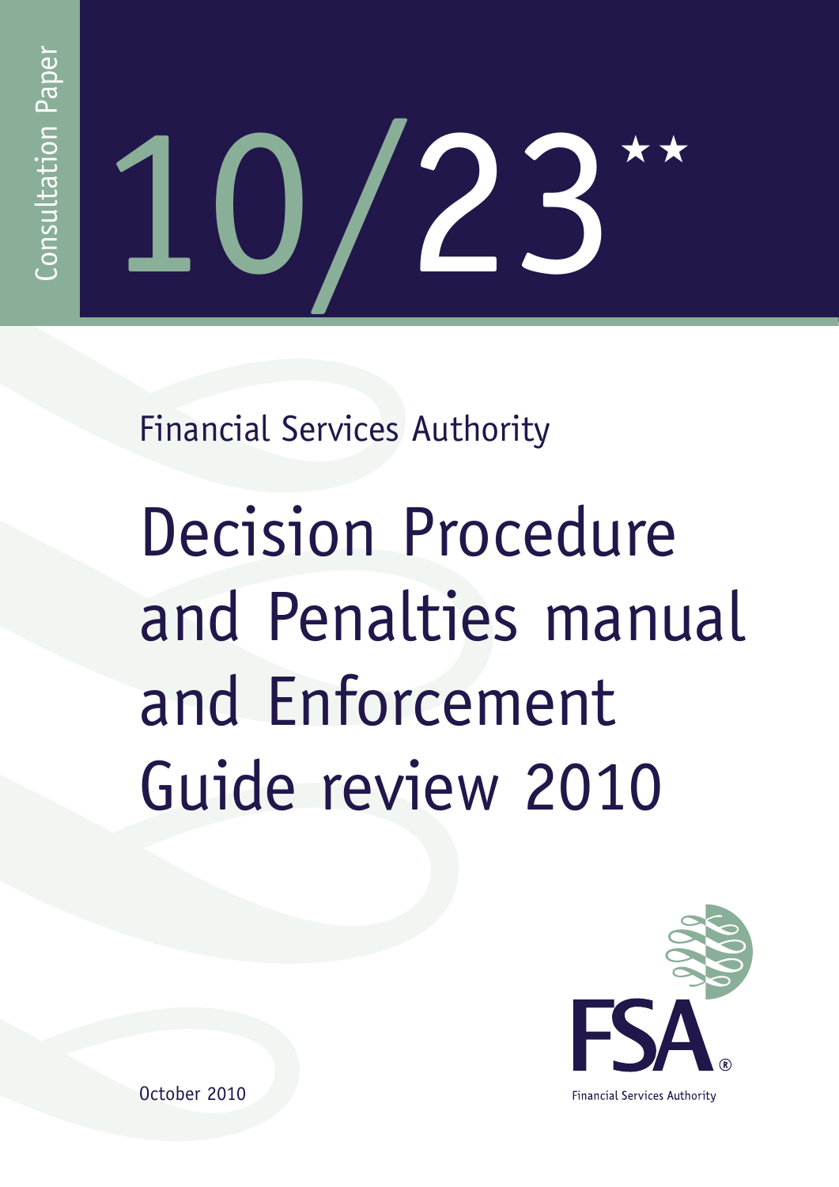Consultation Paper

# 10/23**

Financial Services Authority

# Decision Procedure and Penalties manual and Enforcement Guide review 2010

October 2010

FSA

Financial Services Authority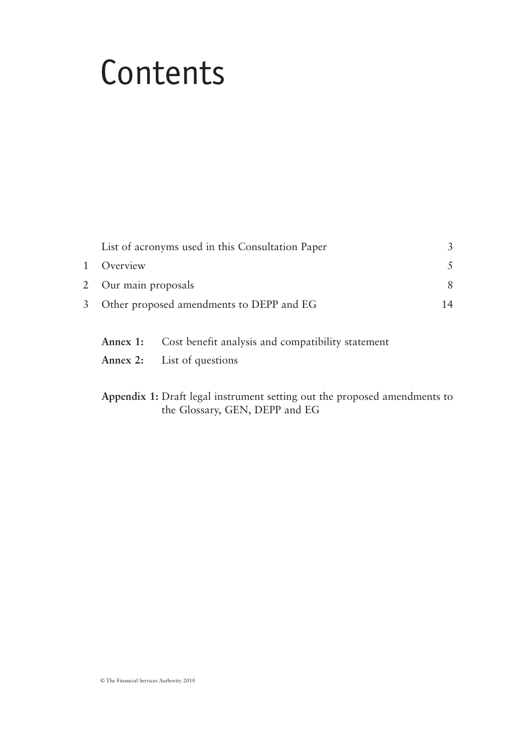# Contents

| | | |
|---|---|---|
| | List of acronyms used in this Consultation Paper | 3 |
| 1 | Overview | 5 |
| 2 | Our main proposals | 8 |
| 3 | Other proposed amendments to DEPP and EG | 14 |

**Annex 1:** Cost benefit analysis and compatibility statement

**Annex 2:** List of questions

**Appendix 1:** Draft legal instrument setting out the proposed amendments to the Glossary, GEN, DEPP and EG

© The Financial Services Authority 2010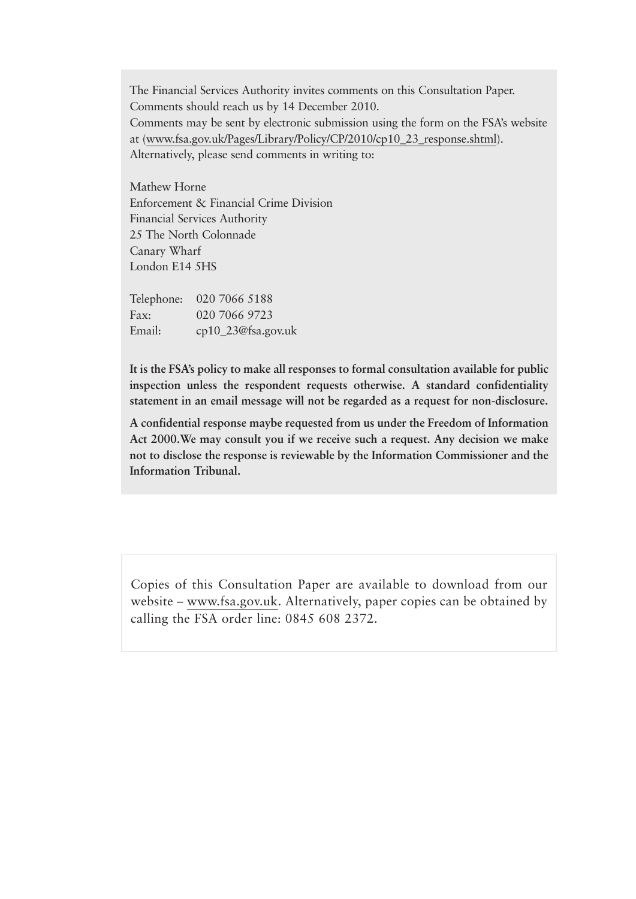The Financial Services Authority invites comments on this Consultation Paper. Comments should reach us by 14 December 2010.

Comments may be sent by electronic submission using the form on the FSA's website at (www.fsa.gov.uk/Pages/Library/Policy/CP/2010/cp10_23_response.shtml).

Alternatively, please send comments in writing to:

Mathew Horne
Enforcement & Financial Crime Division
Financial Services Authority
25 The North Colonnade
Canary Wharf
London E14 5HS

Telephone: 020 7066 5188
Fax: 020 7066 9723
Email: cp10_23@fsa.gov.uk

**It is the FSA's policy to make all responses to formal consultation available for public inspection unless the respondent requests otherwise. A standard confidentiality statement in an email message will not be regarded as a request for non-disclosure.**

**A confidential response maybe requested from us under the Freedom of Information Act 2000. We may consult you if we receive such a request. Any decision we make not to disclose the response is reviewable by the Information Commissioner and the Information Tribunal.**

Copies of this Consultation Paper are available to download from our website – www.fsa.gov.uk. Alternatively, paper copies can be obtained by calling the FSA order line: 0845 608 2372.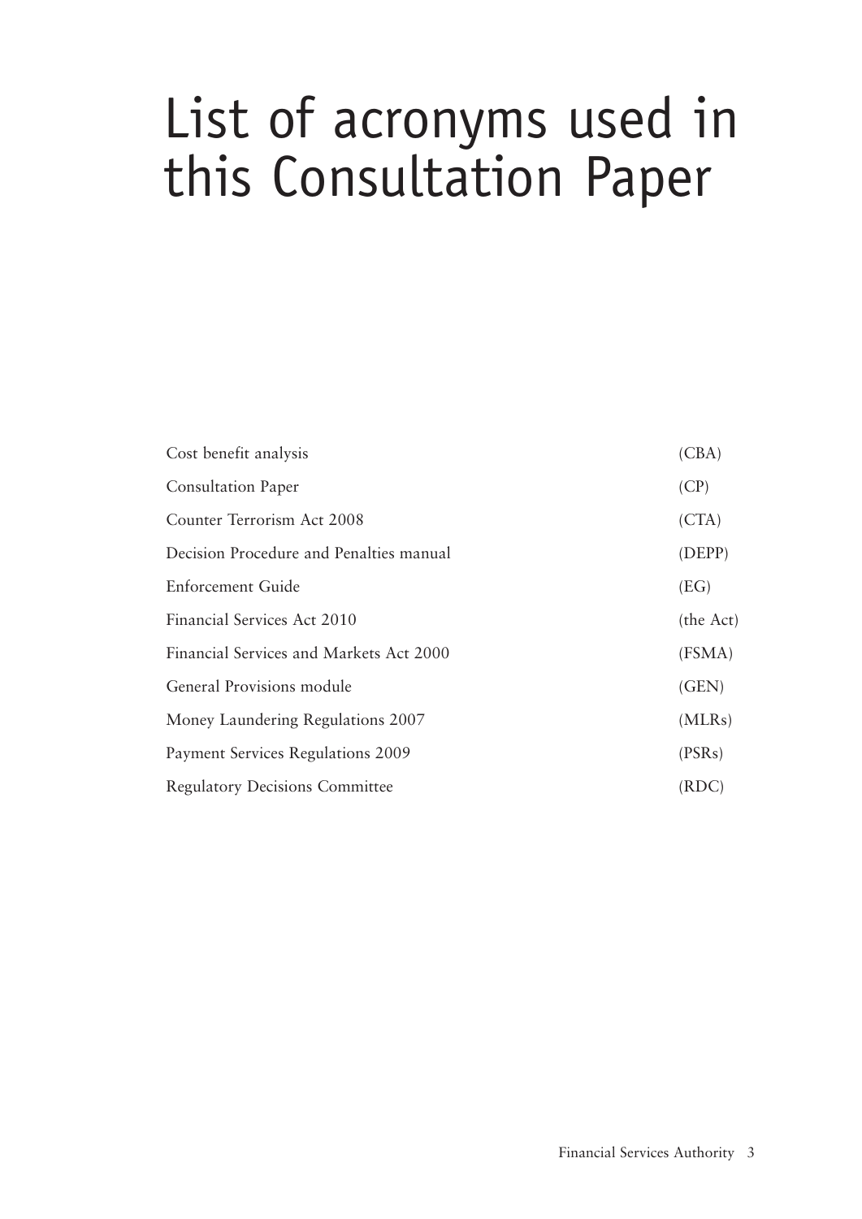# List of acronyms used in this Consultation Paper

| | |
|---|---|
| Cost benefit analysis | (CBA) |
| Consultation Paper | (CP) |
| Counter Terrorism Act 2008 | (CTA) |
| Decision Procedure and Penalties manual | (DEPP) |
| Enforcement Guide | (EG) |
| Financial Services Act 2010 | (the Act) |
| Financial Services and Markets Act 2000 | (FSMA) |
| General Provisions module | (GEN) |
| Money Laundering Regulations 2007 | (MLRs) |
| Payment Services Regulations 2009 | (PSRs) |
| Regulatory Decisions Committee | (RDC) |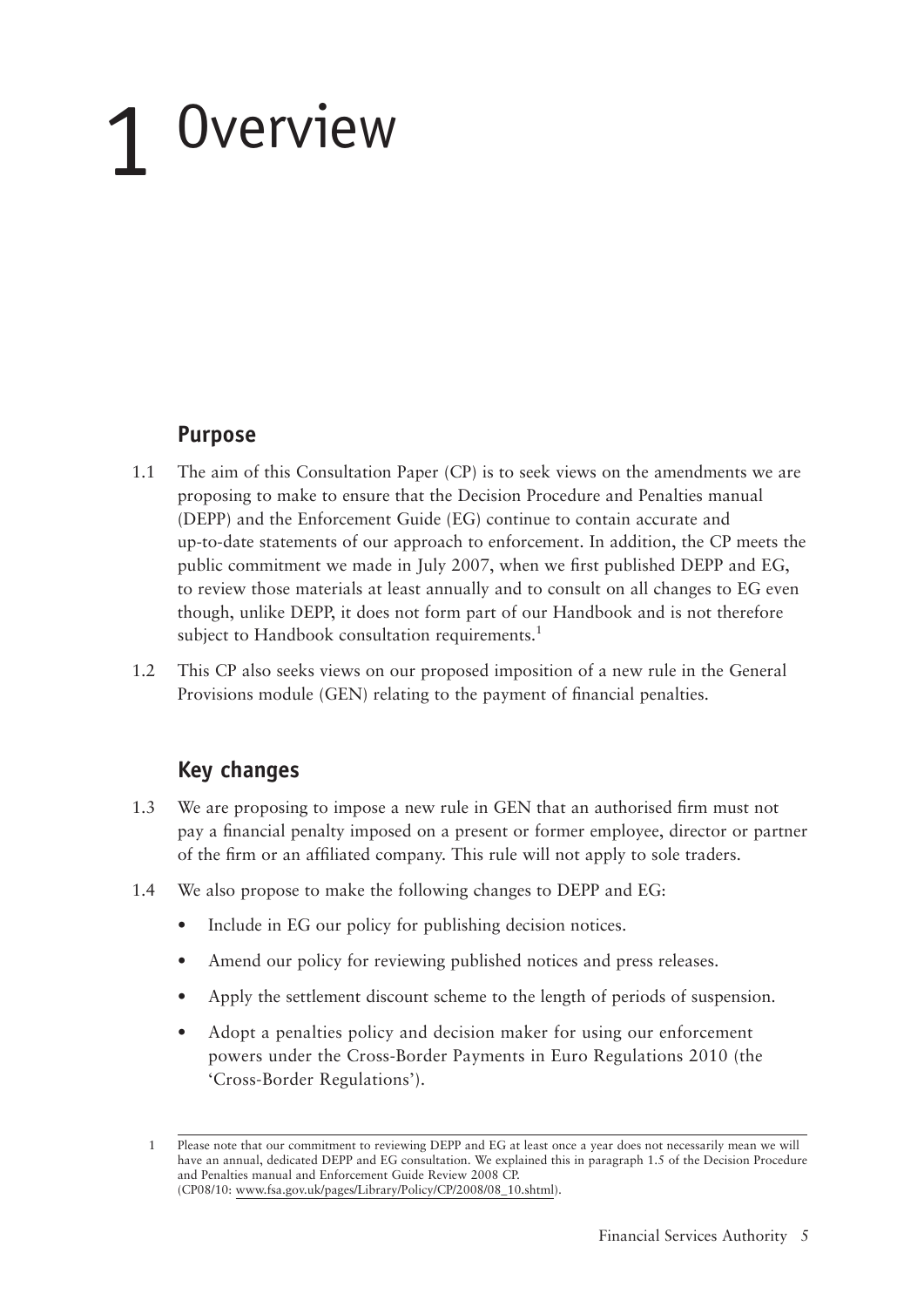# 1 Overview

## Purpose

1.1 The aim of this Consultation Paper (CP) is to seek views on the amendments we are proposing to make to ensure that the Decision Procedure and Penalties manual (DEPP) and the Enforcement Guide (EG) continue to contain accurate and up-to-date statements of our approach to enforcement. In addition, the CP meets the public commitment we made in July 2007, when we first published DEPP and EG, to review those materials at least annually and to consult on all changes to EG even though, unlike DEPP, it does not form part of our Handbook and is not therefore subject to Handbook consultation requirements.[1]

1.2 This CP also seeks views on our proposed imposition of a new rule in the General Provisions module (GEN) relating to the payment of financial penalties.

## Key changes

1.3 We are proposing to impose a new rule in GEN that an authorised firm must not pay a financial penalty imposed on a present or former employee, director or partner of the firm or an affiliated company. This rule will not apply to sole traders.

1.4 We also propose to make the following changes to DEPP and EG:

- Include in EG our policy for publishing decision notices.
- Amend our policy for reviewing published notices and press releases.
- Apply the settlement discount scheme to the length of periods of suspension.
- Adopt a penalties policy and decision maker for using our enforcement powers under the Cross-Border Payments in Euro Regulations 2010 (the 'Cross-Border Regulations').

---

1 Please note that our commitment to reviewing DEPP and EG at least once a year does not necessarily mean we will have an annual, dedicated DEPP and EG consultation. We explained this in paragraph 1.5 of the Decision Procedure and Penalties manual and Enforcement Guide Review 2008 CP. (CP08/10: www.fsa.gov.uk/pages/Library/Policy/CP/2008/08_10.shtml).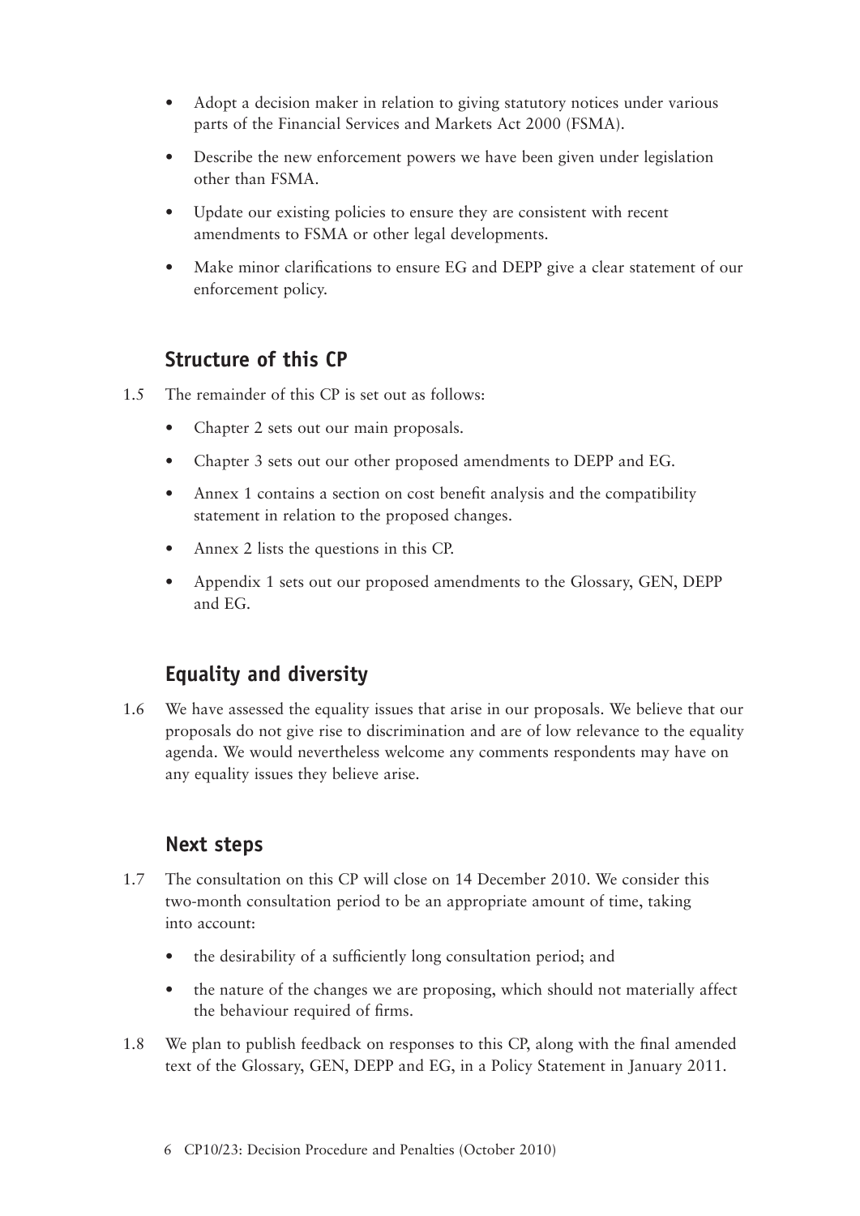- Adopt a decision maker in relation to giving statutory notices under various parts of the Financial Services and Markets Act 2000 (FSMA).
- Describe the new enforcement powers we have been given under legislation other than FSMA.
- Update our existing policies to ensure they are consistent with recent amendments to FSMA or other legal developments.
- Make minor clarifications to ensure EG and DEPP give a clear statement of our enforcement policy.

## Structure of this CP

1.5 The remainder of this CP is set out as follows:

- Chapter 2 sets out our main proposals.
- Chapter 3 sets out our other proposed amendments to DEPP and EG.
- Annex 1 contains a section on cost benefit analysis and the compatibility statement in relation to the proposed changes.
- Annex 2 lists the questions in this CP.
- Appendix 1 sets out our proposed amendments to the Glossary, GEN, DEPP and EG.

## Equality and diversity

1.6 We have assessed the equality issues that arise in our proposals. We believe that our proposals do not give rise to discrimination and are of low relevance to the equality agenda. We would nevertheless welcome any comments respondents may have on any equality issues they believe arise.

## Next steps

1.7 The consultation on this CP will close on 14 December 2010. We consider this two-month consultation period to be an appropriate amount of time, taking into account:

- the desirability of a sufficiently long consultation period; and
- the nature of the changes we are proposing, which should not materially affect the behaviour required of firms.

1.8 We plan to publish feedback on responses to this CP, along with the final amended text of the Glossary, GEN, DEPP and EG, in a Policy Statement in January 2011.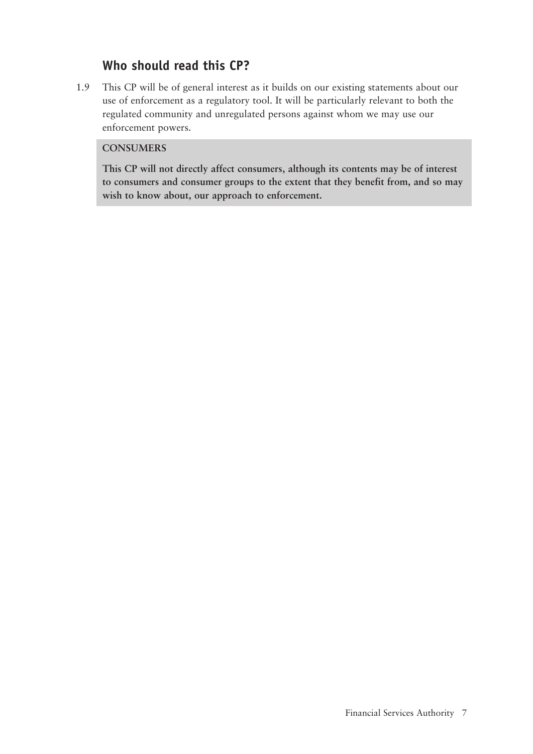## Who should read this CP?

1.9 This CP will be of general interest as it builds on our existing statements about our use of enforcement as a regulatory tool. It will be particularly relevant to both the regulated community and unregulated persons against whom we may use our enforcement powers.

**CONSUMERS**

**This CP will not directly affect consumers, although its contents may be of interest to consumers and consumer groups to the extent that they benefit from, and so may wish to know about, our approach to enforcement.**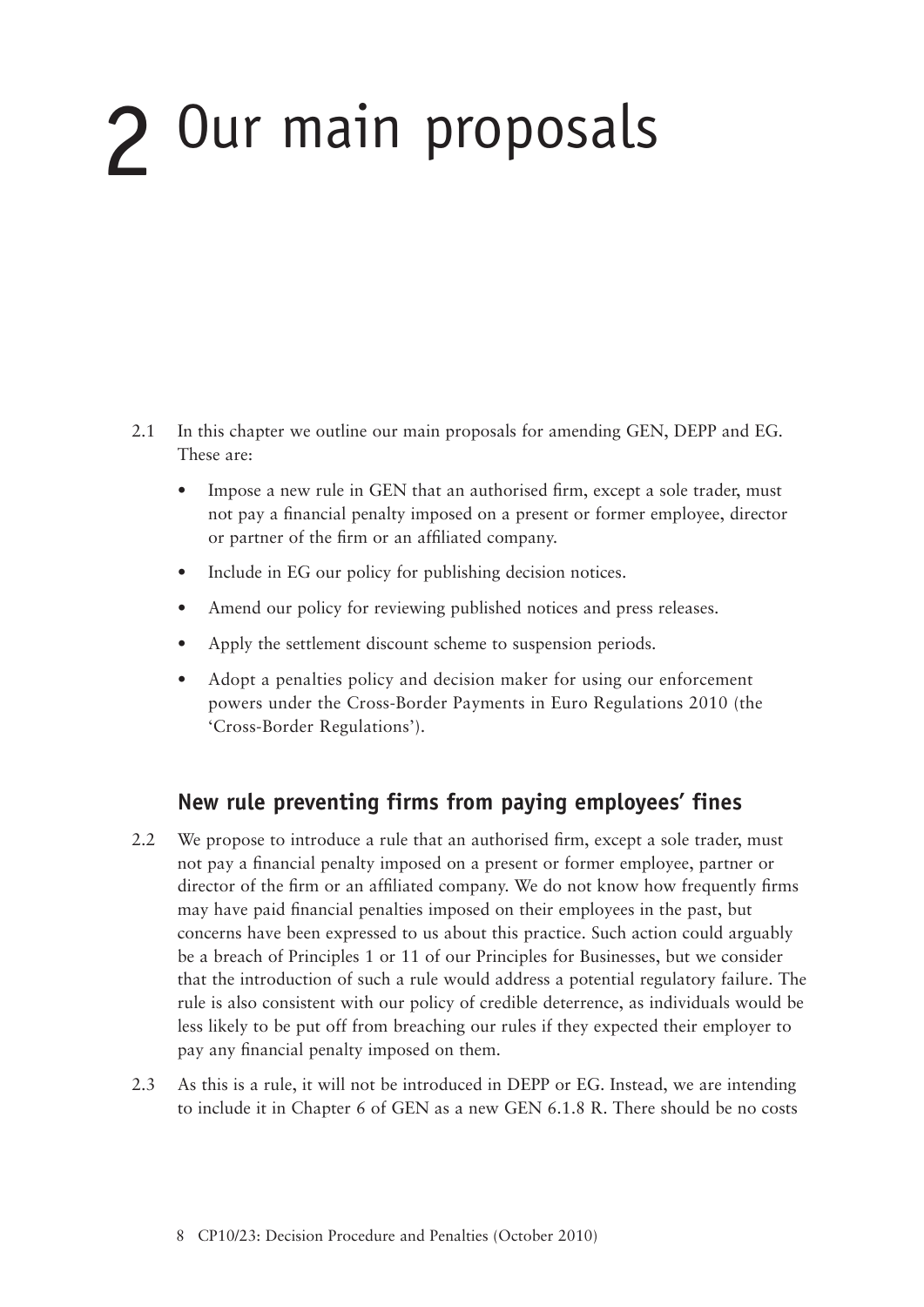# 2 Our main proposals

2.1 In this chapter we outline our main proposals for amending GEN, DEPP and EG. These are:

- Impose a new rule in GEN that an authorised firm, except a sole trader, must not pay a financial penalty imposed on a present or former employee, director or partner of the firm or an affiliated company.
- Include in EG our policy for publishing decision notices.
- Amend our policy for reviewing published notices and press releases.
- Apply the settlement discount scheme to suspension periods.
- Adopt a penalties policy and decision maker for using our enforcement powers under the Cross-Border Payments in Euro Regulations 2010 (the 'Cross-Border Regulations').

## New rule preventing firms from paying employees' fines

2.2 We propose to introduce a rule that an authorised firm, except a sole trader, must not pay a financial penalty imposed on a present or former employee, partner or director of the firm or an affiliated company. We do not know how frequently firms may have paid financial penalties imposed on their employees in the past, but concerns have been expressed to us about this practice. Such action could arguably be a breach of Principles 1 or 11 of our Principles for Businesses, but we consider that the introduction of such a rule would address a potential regulatory failure. The rule is also consistent with our policy of credible deterrence, as individuals would be less likely to be put off from breaching our rules if they expected their employer to pay any financial penalty imposed on them.

2.3 As this is a rule, it will not be introduced in DEPP or EG. Instead, we are intending to include it in Chapter 6 of GEN as a new GEN 6.1.8 R. There should be no costs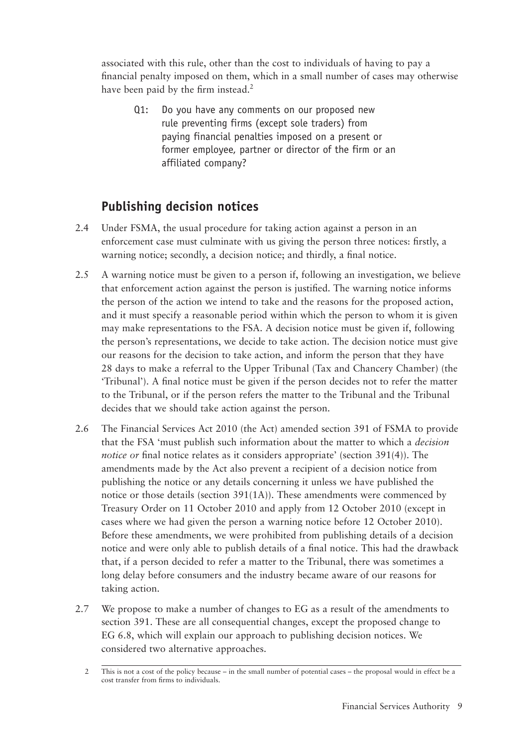associated with this rule, other than the cost to individuals of having to pay a financial penalty imposed on them, which in a small number of cases may otherwise have been paid by the firm instead.[2]

> Q1: Do you have any comments on our proposed new rule preventing firms (except sole traders) from paying financial penalties imposed on a present or former employee, partner or director of the firm or an affiliated company?

## Publishing decision notices

2.4 Under FSMA, the usual procedure for taking action against a person in an enforcement case must culminate with us giving the person three notices: firstly, a warning notice; secondly, a decision notice; and thirdly, a final notice.

2.5 A warning notice must be given to a person if, following an investigation, we believe that enforcement action against the person is justified. The warning notice informs the person of the action we intend to take and the reasons for the proposed action, and it must specify a reasonable period within which the person to whom it is given may make representations to the FSA. A decision notice must be given if, following the person's representations, we decide to take action. The decision notice must give our reasons for the decision to take action, and inform the person that they have 28 days to make a referral to the Upper Tribunal (Tax and Chancery Chamber) (the 'Tribunal'). A final notice must be given if the person decides not to refer the matter to the Tribunal, or if the person refers the matter to the Tribunal and the Tribunal decides that we should take action against the person.

2.6 The Financial Services Act 2010 (the Act) amended section 391 of FSMA to provide that the FSA 'must publish such information about the matter to which a *decision notice or* final notice relates as it considers appropriate' (section 391(4)). The amendments made by the Act also prevent a recipient of a decision notice from publishing the notice or any details concerning it unless we have published the notice or those details (section 391(1A)). These amendments were commenced by Treasury Order on 11 October 2010 and apply from 12 October 2010 (except in cases where we had given the person a warning notice before 12 October 2010). Before these amendments, we were prohibited from publishing details of a decision notice and were only able to publish details of a final notice. This had the drawback that, if a person decided to refer a matter to the Tribunal, there was sometimes a long delay before consumers and the industry became aware of our reasons for taking action.

2.7 We propose to make a number of changes to EG as a result of the amendments to section 391. These are all consequential changes, except the proposed change to EG 6.8, which will explain our approach to publishing decision notices. We considered two alternative approaches.

---

[2] This is not a cost of the policy because – in the small number of potential cases – the proposal would in effect be a cost transfer from firms to individuals.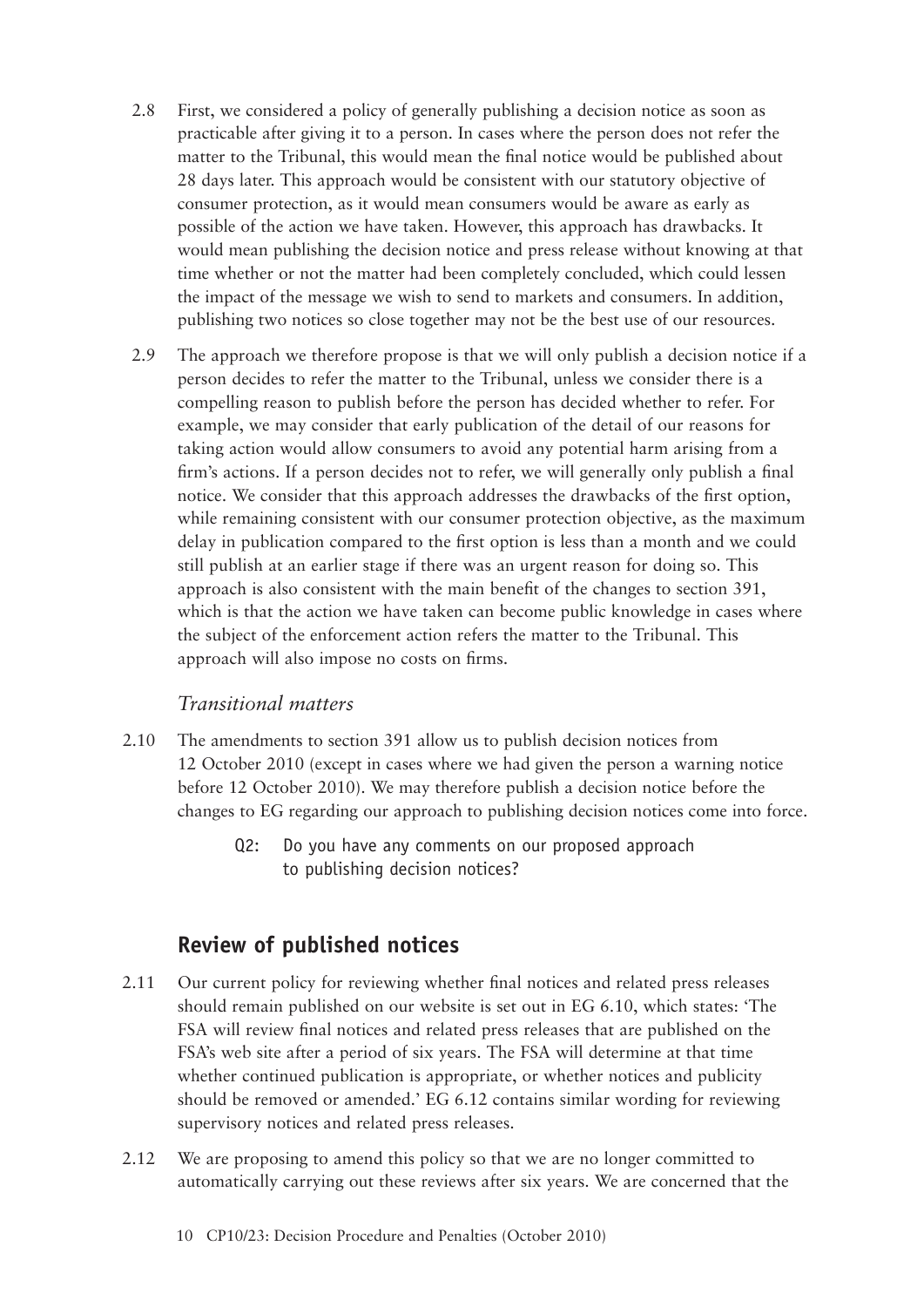2.8 First, we considered a policy of generally publishing a decision notice as soon as practicable after giving it to a person. In cases where the person does not refer the matter to the Tribunal, this would mean the final notice would be published about 28 days later. This approach would be consistent with our statutory objective of consumer protection, as it would mean consumers would be aware as early as possible of the action we have taken. However, this approach has drawbacks. It would mean publishing the decision notice and press release without knowing at that time whether or not the matter had been completely concluded, which could lessen the impact of the message we wish to send to markets and consumers. In addition, publishing two notices so close together may not be the best use of our resources.

2.9 The approach we therefore propose is that we will only publish a decision notice if a person decides to refer the matter to the Tribunal, unless we consider there is a compelling reason to publish before the person has decided whether to refer. For example, we may consider that early publication of the detail of our reasons for taking action would allow consumers to avoid any potential harm arising from a firm's actions. If a person decides not to refer, we will generally only publish a final notice. We consider that this approach addresses the drawbacks of the first option, while remaining consistent with our consumer protection objective, as the maximum delay in publication compared to the first option is less than a month and we could still publish at an earlier stage if there was an urgent reason for doing so. This approach is also consistent with the main benefit of the changes to section 391, which is that the action we have taken can become public knowledge in cases where the subject of the enforcement action refers the matter to the Tribunal. This approach will also impose no costs on firms.

### *Transitional matters*

2.10 The amendments to section 391 allow us to publish decision notices from 12 October 2010 (except in cases where we had given the person a warning notice before 12 October 2010). We may therefore publish a decision notice before the changes to EG regarding our approach to publishing decision notices come into force.

> Q2: Do you have any comments on our proposed approach to publishing decision notices?

## Review of published notices

2.11 Our current policy for reviewing whether final notices and related press releases should remain published on our website is set out in EG 6.10, which states: 'The FSA will review final notices and related press releases that are published on the FSA's web site after a period of six years. The FSA will determine at that time whether continued publication is appropriate, or whether notices and publicity should be removed or amended.' EG 6.12 contains similar wording for reviewing supervisory notices and related press releases.

2.12 We are proposing to amend this policy so that we are no longer committed to automatically carrying out these reviews after six years. We are concerned that the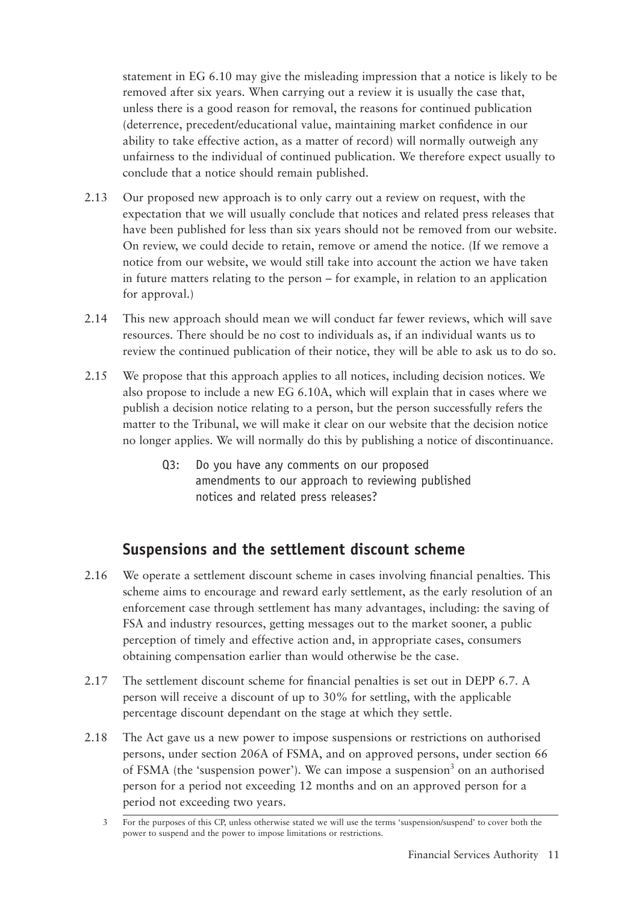statement in EG 6.10 may give the misleading impression that a notice is likely to be removed after six years. When carrying out a review it is usually the case that, unless there is a good reason for removal, the reasons for continued publication (deterrence, precedent/educational value, maintaining market confidence in our ability to take effective action, as a matter of record) will normally outweigh any unfairness to the individual of continued publication. We therefore expect usually to conclude that a notice should remain published.

2.13 Our proposed new approach is to only carry out a review on request, with the expectation that we will usually conclude that notices and related press releases that have been published for less than six years should not be removed from our website. On review, we could decide to retain, remove or amend the notice. (If we remove a notice from our website, we would still take into account the action we have taken in future matters relating to the person – for example, in relation to an application for approval.)

2.14 This new approach should mean we will conduct far fewer reviews, which will save resources. There should be no cost to individuals as, if an individual wants us to review the continued publication of their notice, they will be able to ask us to do so.

2.15 We propose that this approach applies to all notices, including decision notices. We also propose to include a new EG 6.10A, which will explain that in cases where we publish a decision notice relating to a person, but the person successfully refers the matter to the Tribunal, we will make it clear on our website that the decision notice no longer applies. We will normally do this by publishing a notice of discontinuance.

> Q3: Do you have any comments on our proposed amendments to our approach to reviewing published notices and related press releases?

## Suspensions and the settlement discount scheme

2.16 We operate a settlement discount scheme in cases involving financial penalties. This scheme aims to encourage and reward early settlement, as the early resolution of an enforcement case through settlement has many advantages, including: the saving of FSA and industry resources, getting messages out to the market sooner, a public perception of timely and effective action and, in appropriate cases, consumers obtaining compensation earlier than would otherwise be the case.

2.17 The settlement discount scheme for financial penalties is set out in DEPP 6.7. A person will receive a discount of up to 30% for settling, with the applicable percentage discount dependant on the stage at which they settle.

2.18 The Act gave us a new power to impose suspensions or restrictions on authorised persons, under section 206A of FSMA, and on approved persons, under section 66 of FSMA (the 'suspension power'). We can impose a suspension[3] on an authorised person for a period not exceeding 12 months and on an approved person for a period not exceeding two years.

---

3 For the purposes of this CP, unless otherwise stated we will use the terms 'suspension/suspend' to cover both the power to suspend and the power to impose limitations or restrictions.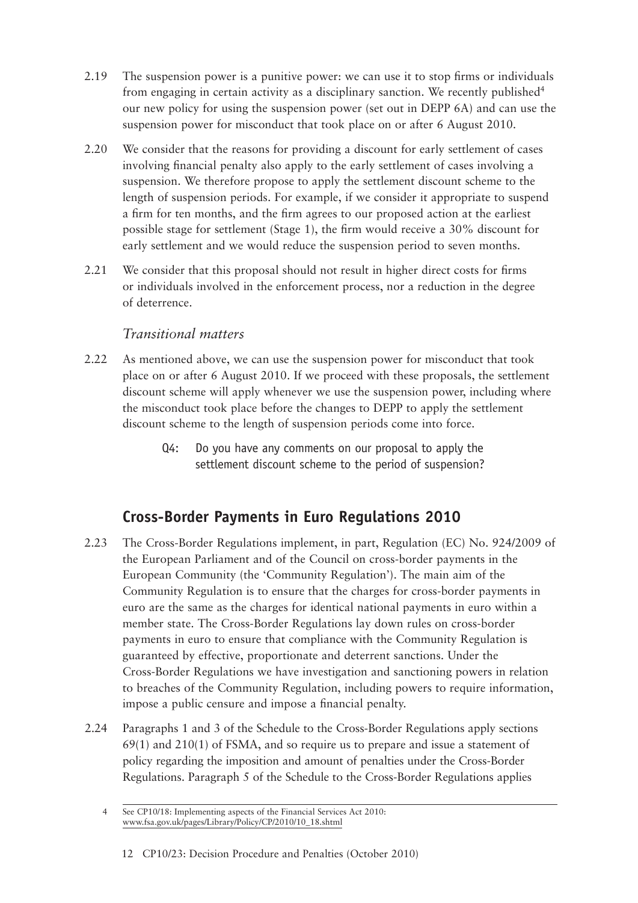2.19 The suspension power is a punitive power: we can use it to stop firms or individuals from engaging in certain activity as a disciplinary sanction. We recently published[4] our new policy for using the suspension power (set out in DEPP 6A) and can use the suspension power for misconduct that took place on or after 6 August 2010.

2.20 We consider that the reasons for providing a discount for early settlement of cases involving financial penalty also apply to the early settlement of cases involving a suspension. We therefore propose to apply the settlement discount scheme to the length of suspension periods. For example, if we consider it appropriate to suspend a firm for ten months, and the firm agrees to our proposed action at the earliest possible stage for settlement (Stage 1), the firm would receive a 30% discount for early settlement and we would reduce the suspension period to seven months.

2.21 We consider that this proposal should not result in higher direct costs for firms or individuals involved in the enforcement process, nor a reduction in the degree of deterrence.

### *Transitional matters*

2.22 As mentioned above, we can use the suspension power for misconduct that took place on or after 6 August 2010. If we proceed with these proposals, the settlement discount scheme will apply whenever we use the suspension power, including where the misconduct took place before the changes to DEPP to apply the settlement discount scheme to the length of suspension periods come into force.

> Q4: Do you have any comments on our proposal to apply the settlement discount scheme to the period of suspension?

## Cross-Border Payments in Euro Regulations 2010

2.23 The Cross-Border Regulations implement, in part, Regulation (EC) No. 924/2009 of the European Parliament and of the Council on cross-border payments in the European Community (the 'Community Regulation'). The main aim of the Community Regulation is to ensure that the charges for cross-border payments in euro are the same as the charges for identical national payments in euro within a member state. The Cross-Border Regulations lay down rules on cross-border payments in euro to ensure that compliance with the Community Regulation is guaranteed by effective, proportionate and deterrent sanctions. Under the Cross-Border Regulations we have investigation and sanctioning powers in relation to breaches of the Community Regulation, including powers to require information, impose a public censure and impose a financial penalty.

2.24 Paragraphs 1 and 3 of the Schedule to the Cross-Border Regulations apply sections 69(1) and 210(1) of FSMA, and so require us to prepare and issue a statement of policy regarding the imposition and amount of penalties under the Cross-Border Regulations. Paragraph 5 of the Schedule to the Cross-Border Regulations applies

---

4 See CP10/18: Implementing aspects of the Financial Services Act 2010: www.fsa.gov.uk/pages/Library/Policy/CP/2010/10_18.shtml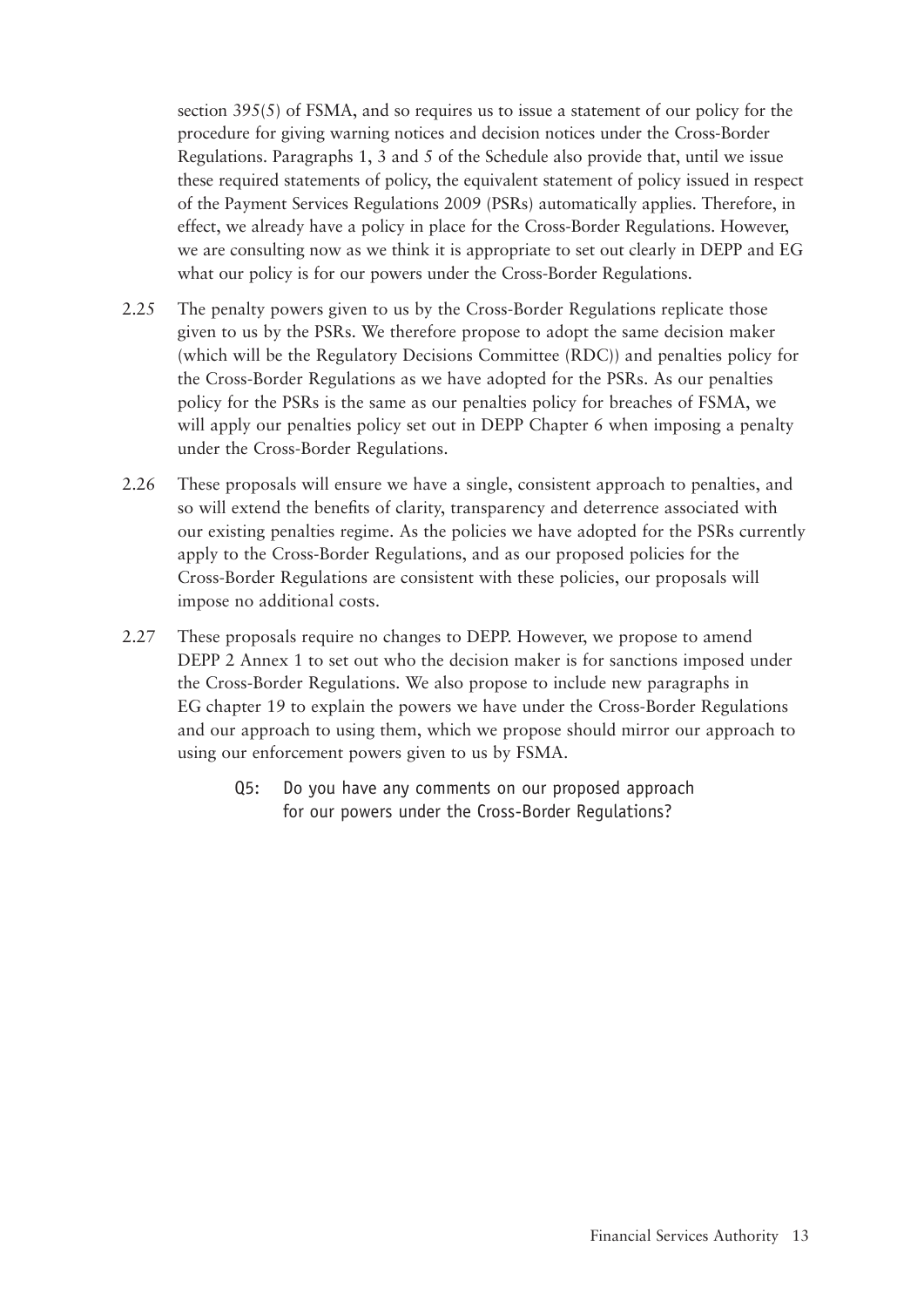section 395(5) of FSMA, and so requires us to issue a statement of our policy for the procedure for giving warning notices and decision notices under the Cross-Border Regulations. Paragraphs 1, 3 and 5 of the Schedule also provide that, until we issue these required statements of policy, the equivalent statement of policy issued in respect of the Payment Services Regulations 2009 (PSRs) automatically applies. Therefore, in effect, we already have a policy in place for the Cross-Border Regulations. However, we are consulting now as we think it is appropriate to set out clearly in DEPP and EG what our policy is for our powers under the Cross-Border Regulations.

2.25 The penalty powers given to us by the Cross-Border Regulations replicate those given to us by the PSRs. We therefore propose to adopt the same decision maker (which will be the Regulatory Decisions Committee (RDC)) and penalties policy for the Cross-Border Regulations as we have adopted for the PSRs. As our penalties policy for the PSRs is the same as our penalties policy for breaches of FSMA, we will apply our penalties policy set out in DEPP Chapter 6 when imposing a penalty under the Cross-Border Regulations.

2.26 These proposals will ensure we have a single, consistent approach to penalties, and so will extend the benefits of clarity, transparency and deterrence associated with our existing penalties regime. As the policies we have adopted for the PSRs currently apply to the Cross-Border Regulations, and as our proposed policies for the Cross-Border Regulations are consistent with these policies, our proposals will impose no additional costs.

2.27 These proposals require no changes to DEPP. However, we propose to amend DEPP 2 Annex 1 to set out who the decision maker is for sanctions imposed under the Cross-Border Regulations. We also propose to include new paragraphs in EG chapter 19 to explain the powers we have under the Cross-Border Regulations and our approach to using them, which we propose should mirror our approach to using our enforcement powers given to us by FSMA.

> Q5: Do you have any comments on our proposed approach for our powers under the Cross-Border Regulations?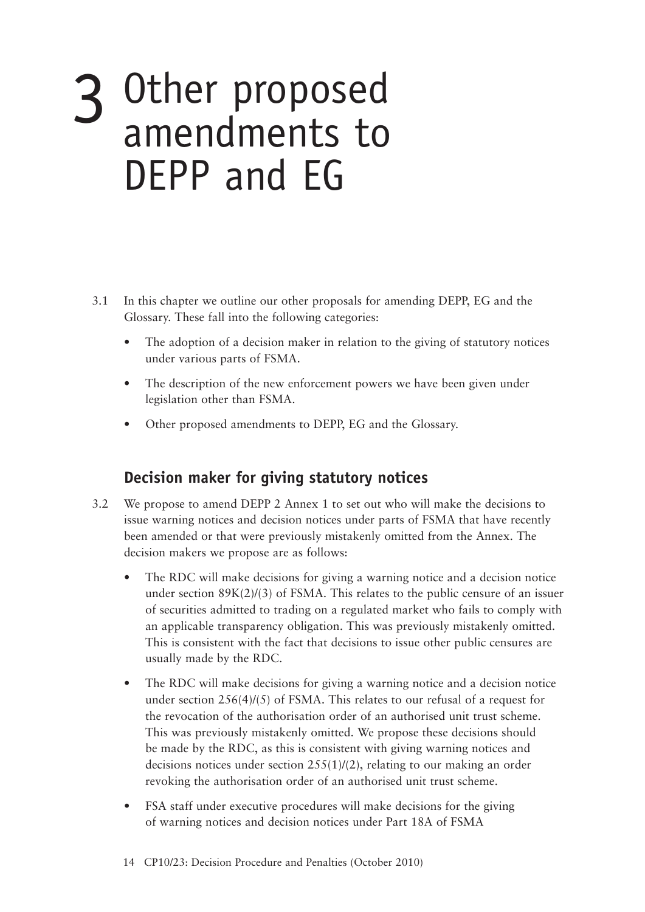# 3 Other proposed amendments to DEPP and EG

3.1 In this chapter we outline our other proposals for amending DEPP, EG and the Glossary. These fall into the following categories:

- The adoption of a decision maker in relation to the giving of statutory notices under various parts of FSMA.
- The description of the new enforcement powers we have been given under legislation other than FSMA.
- Other proposed amendments to DEPP, EG and the Glossary.

## Decision maker for giving statutory notices

3.2 We propose to amend DEPP 2 Annex 1 to set out who will make the decisions to issue warning notices and decision notices under parts of FSMA that have recently been amended or that were previously mistakenly omitted from the Annex. The decision makers we propose are as follows:

- The RDC will make decisions for giving a warning notice and a decision notice under section 89K(2)/(3) of FSMA. This relates to the public censure of an issuer of securities admitted to trading on a regulated market who fails to comply with an applicable transparency obligation. This was previously mistakenly omitted. This is consistent with the fact that decisions to issue other public censures are usually made by the RDC.
- The RDC will make decisions for giving a warning notice and a decision notice under section 256(4)/(5) of FSMA. This relates to our refusal of a request for the revocation of the authorisation order of an authorised unit trust scheme. This was previously mistakenly omitted. We propose these decisions should be made by the RDC, as this is consistent with giving warning notices and decisions notices under section 255(1)/(2), relating to our making an order revoking the authorisation order of an authorised unit trust scheme.
- FSA staff under executive procedures will make decisions for the giving of warning notices and decision notices under Part 18A of FSMA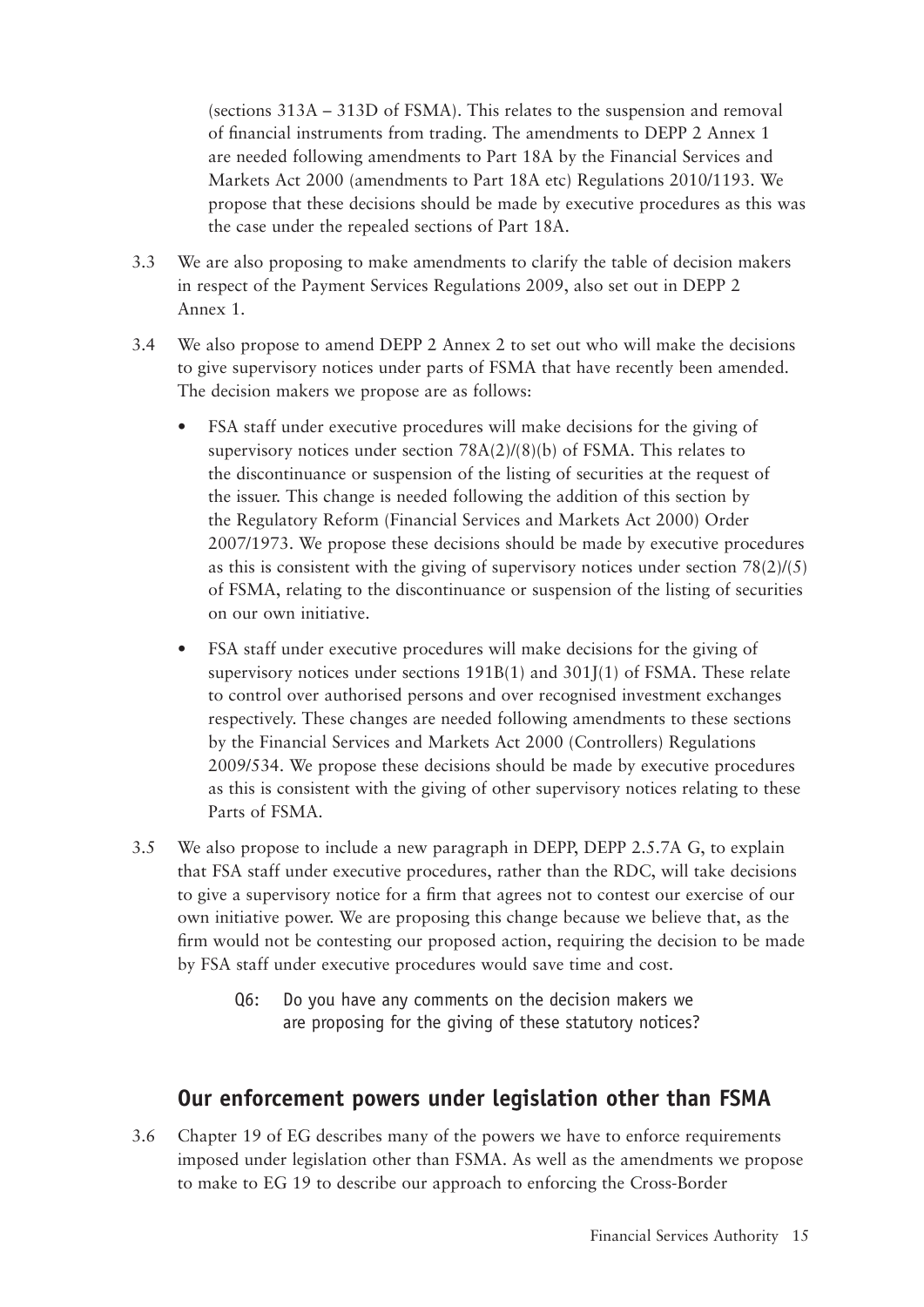(sections 313A – 313D of FSMA). This relates to the suspension and removal of financial instruments from trading. The amendments to DEPP 2 Annex 1 are needed following amendments to Part 18A by the Financial Services and Markets Act 2000 (amendments to Part 18A etc) Regulations 2010/1193. We propose that these decisions should be made by executive procedures as this was the case under the repealed sections of Part 18A.

3.3 We are also proposing to make amendments to clarify the table of decision makers in respect of the Payment Services Regulations 2009, also set out in DEPP 2 Annex 1.

3.4 We also propose to amend DEPP 2 Annex 2 to set out who will make the decisions to give supervisory notices under parts of FSMA that have recently been amended. The decision makers we propose are as follows:

- FSA staff under executive procedures will make decisions for the giving of supervisory notices under section 78A(2)/(8)(b) of FSMA. This relates to the discontinuance or suspension of the listing of securities at the request of the issuer. This change is needed following the addition of this section by the Regulatory Reform (Financial Services and Markets Act 2000) Order 2007/1973. We propose these decisions should be made by executive procedures as this is consistent with the giving of supervisory notices under section 78(2)/(5) of FSMA, relating to the discontinuance or suspension of the listing of securities on our own initiative.
- FSA staff under executive procedures will make decisions for the giving of supervisory notices under sections 191B(1) and 301J(1) of FSMA. These relate to control over authorised persons and over recognised investment exchanges respectively. These changes are needed following amendments to these sections by the Financial Services and Markets Act 2000 (Controllers) Regulations 2009/534. We propose these decisions should be made by executive procedures as this is consistent with the giving of other supervisory notices relating to these Parts of FSMA.

3.5 We also propose to include a new paragraph in DEPP, DEPP 2.5.7A G, to explain that FSA staff under executive procedures, rather than the RDC, will take decisions to give a supervisory notice for a firm that agrees not to contest our exercise of our own initiative power. We are proposing this change because we believe that, as the firm would not be contesting our proposed action, requiring the decision to be made by FSA staff under executive procedures would save time and cost.

> Q6: Do you have any comments on the decision makers we are proposing for the giving of these statutory notices?

## Our enforcement powers under legislation other than FSMA

3.6 Chapter 19 of EG describes many of the powers we have to enforce requirements imposed under legislation other than FSMA. As well as the amendments we propose to make to EG 19 to describe our approach to enforcing the Cross-Border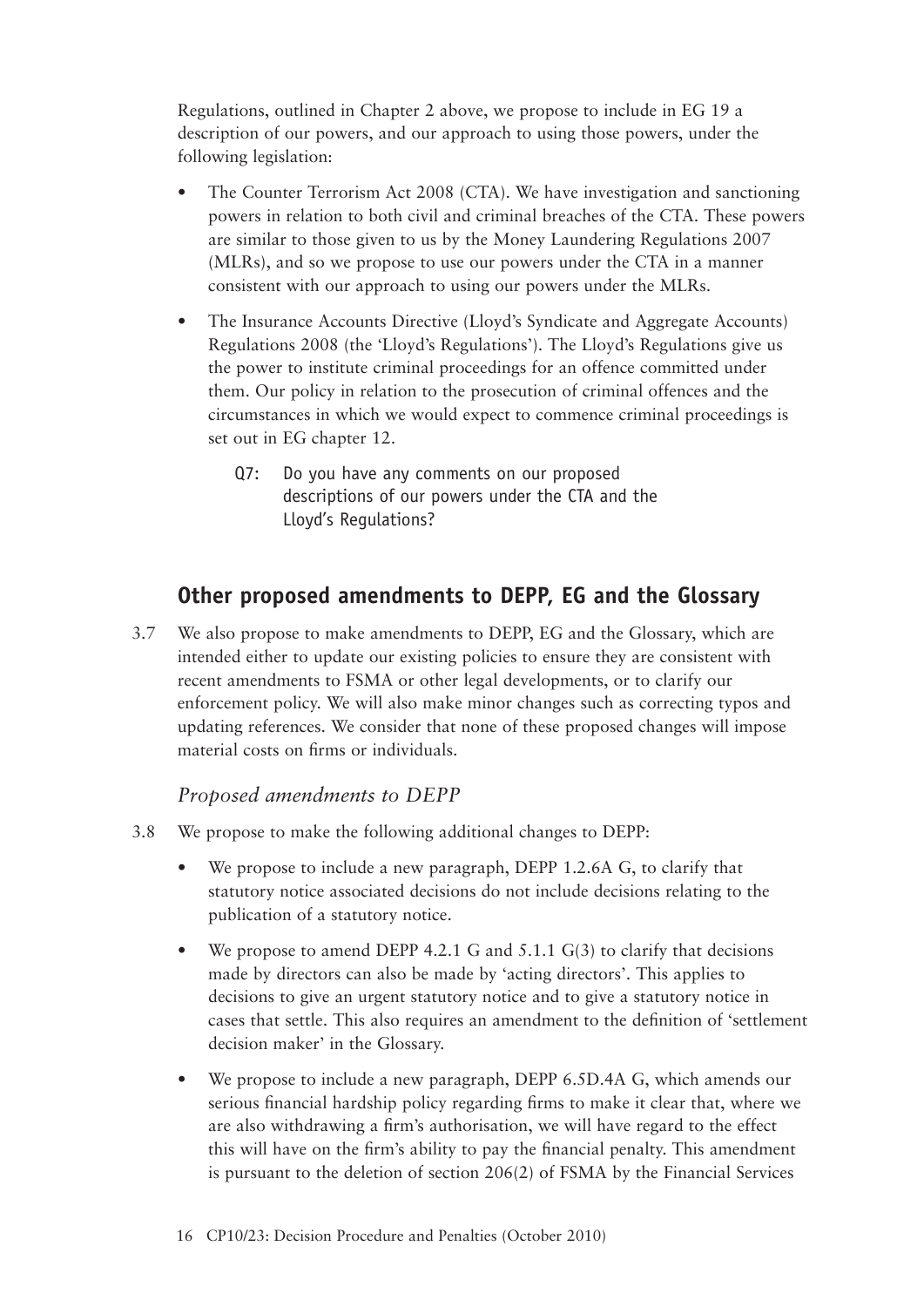Regulations, outlined in Chapter 2 above, we propose to include in EG 19 a description of our powers, and our approach to using those powers, under the following legislation:

- The Counter Terrorism Act 2008 (CTA). We have investigation and sanctioning powers in relation to both civil and criminal breaches of the CTA. These powers are similar to those given to us by the Money Laundering Regulations 2007 (MLRs), and so we propose to use our powers under the CTA in a manner consistent with our approach to using our powers under the MLRs.
- The Insurance Accounts Directive (Lloyd's Syndicate and Aggregate Accounts) Regulations 2008 (the 'Lloyd's Regulations'). The Lloyd's Regulations give us the power to institute criminal proceedings for an offence committed under them. Our policy in relation to the prosecution of criminal offences and the circumstances in which we would expect to commence criminal proceedings is set out in EG chapter 12.

> Q7: Do you have any comments on our proposed descriptions of our powers under the CTA and the Lloyd's Regulations?

## Other proposed amendments to DEPP, EG and the Glossary

3.7 We also propose to make amendments to DEPP, EG and the Glossary, which are intended either to update our existing policies to ensure they are consistent with recent amendments to FSMA or other legal developments, or to clarify our enforcement policy. We will also make minor changes such as correcting typos and updating references. We consider that none of these proposed changes will impose material costs on firms or individuals.

### *Proposed amendments to DEPP*

3.8 We propose to make the following additional changes to DEPP:

- We propose to include a new paragraph, DEPP 1.2.6A G, to clarify that statutory notice associated decisions do not include decisions relating to the publication of a statutory notice.
- We propose to amend DEPP 4.2.1 G and 5.1.1 G(3) to clarify that decisions made by directors can also be made by 'acting directors'. This applies to decisions to give an urgent statutory notice and to give a statutory notice in cases that settle. This also requires an amendment to the definition of 'settlement decision maker' in the Glossary.
- We propose to include a new paragraph, DEPP 6.5D.4A G, which amends our serious financial hardship policy regarding firms to make it clear that, where we are also withdrawing a firm's authorisation, we will have regard to the effect this will have on the firm's ability to pay the financial penalty. This amendment is pursuant to the deletion of section 206(2) of FSMA by the Financial Services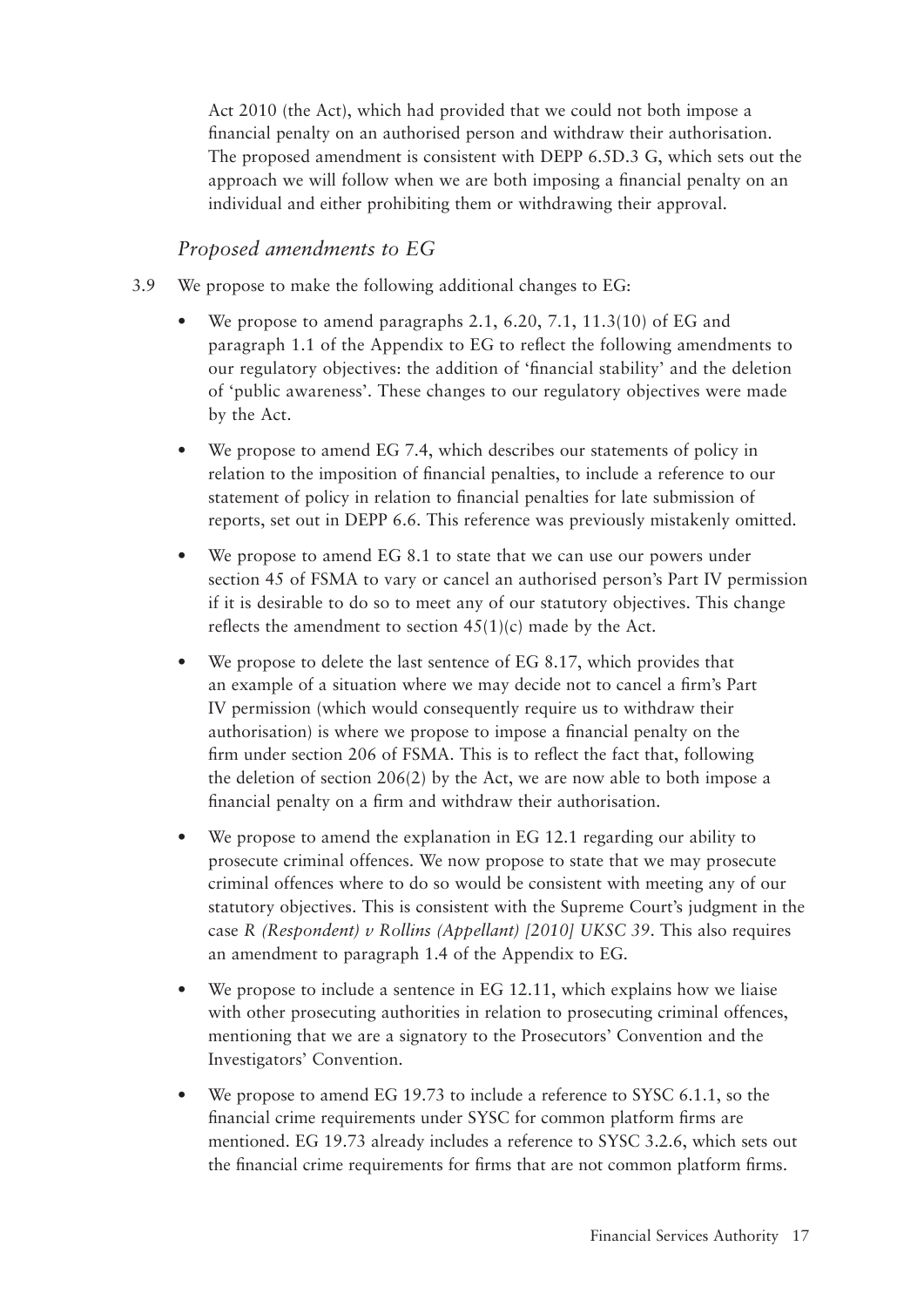Act 2010 (the Act), which had provided that we could not both impose a financial penalty on an authorised person and withdraw their authorisation. The proposed amendment is consistent with DEPP 6.5D.3 G, which sets out the approach we will follow when we are both imposing a financial penalty on an individual and either prohibiting them or withdrawing their approval.

### *Proposed amendments to EG*

3.9 We propose to make the following additional changes to EG:

- We propose to amend paragraphs 2.1, 6.20, 7.1, 11.3(10) of EG and paragraph 1.1 of the Appendix to EG to reflect the following amendments to our regulatory objectives: the addition of 'financial stability' and the deletion of 'public awareness'. These changes to our regulatory objectives were made by the Act.
- We propose to amend EG 7.4, which describes our statements of policy in relation to the imposition of financial penalties, to include a reference to our statement of policy in relation to financial penalties for late submission of reports, set out in DEPP 6.6. This reference was previously mistakenly omitted.
- We propose to amend EG 8.1 to state that we can use our powers under section 45 of FSMA to vary or cancel an authorised person's Part IV permission if it is desirable to do so to meet any of our statutory objectives. This change reflects the amendment to section 45(1)(c) made by the Act.
- We propose to delete the last sentence of EG 8.17, which provides that an example of a situation where we may decide not to cancel a firm's Part IV permission (which would consequently require us to withdraw their authorisation) is where we propose to impose a financial penalty on the firm under section 206 of FSMA. This is to reflect the fact that, following the deletion of section 206(2) by the Act, we are now able to both impose a financial penalty on a firm and withdraw their authorisation.
- We propose to amend the explanation in EG 12.1 regarding our ability to prosecute criminal offences. We now propose to state that we may prosecute criminal offences where to do so would be consistent with meeting any of our statutory objectives. This is consistent with the Supreme Court's judgment in the case *R (Respondent) v Rollins (Appellant) [2010] UKSC 39*. This also requires an amendment to paragraph 1.4 of the Appendix to EG.
- We propose to include a sentence in EG 12.11, which explains how we liaise with other prosecuting authorities in relation to prosecuting criminal offences, mentioning that we are a signatory to the Prosecutors' Convention and the Investigators' Convention.
- We propose to amend EG 19.73 to include a reference to SYSC 6.1.1, so the financial crime requirements under SYSC for common platform firms are mentioned. EG 19.73 already includes a reference to SYSC 3.2.6, which sets out the financial crime requirements for firms that are not common platform firms.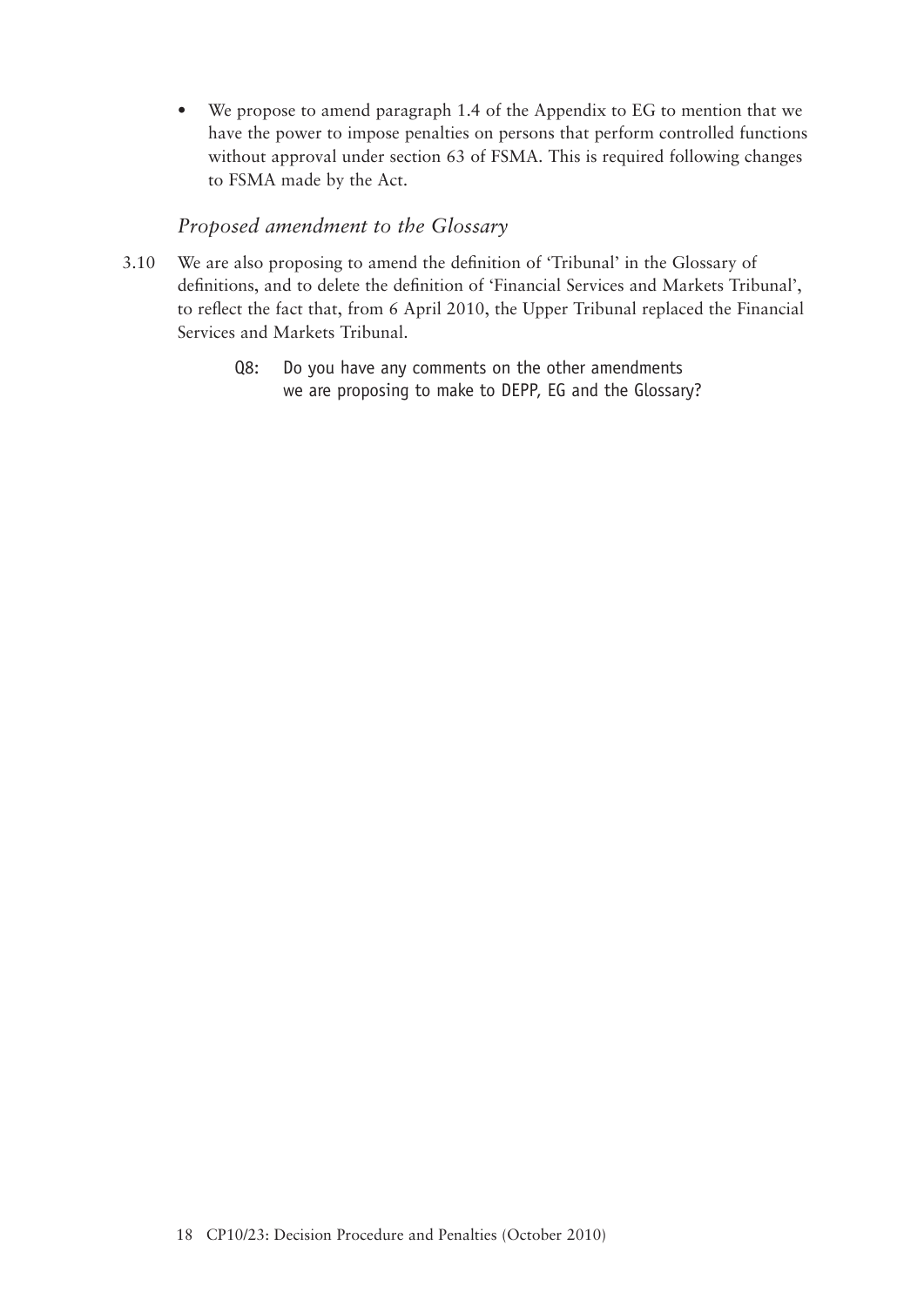- We propose to amend paragraph 1.4 of the Appendix to EG to mention that we have the power to impose penalties on persons that perform controlled functions without approval under section 63 of FSMA. This is required following changes to FSMA made by the Act.

### *Proposed amendment to the Glossary*

3.10 We are also proposing to amend the definition of 'Tribunal' in the Glossary of definitions, and to delete the definition of 'Financial Services and Markets Tribunal', to reflect the fact that, from 6 April 2010, the Upper Tribunal replaced the Financial Services and Markets Tribunal.

> Q8: Do you have any comments on the other amendments we are proposing to make to DEPP, EG and the Glossary?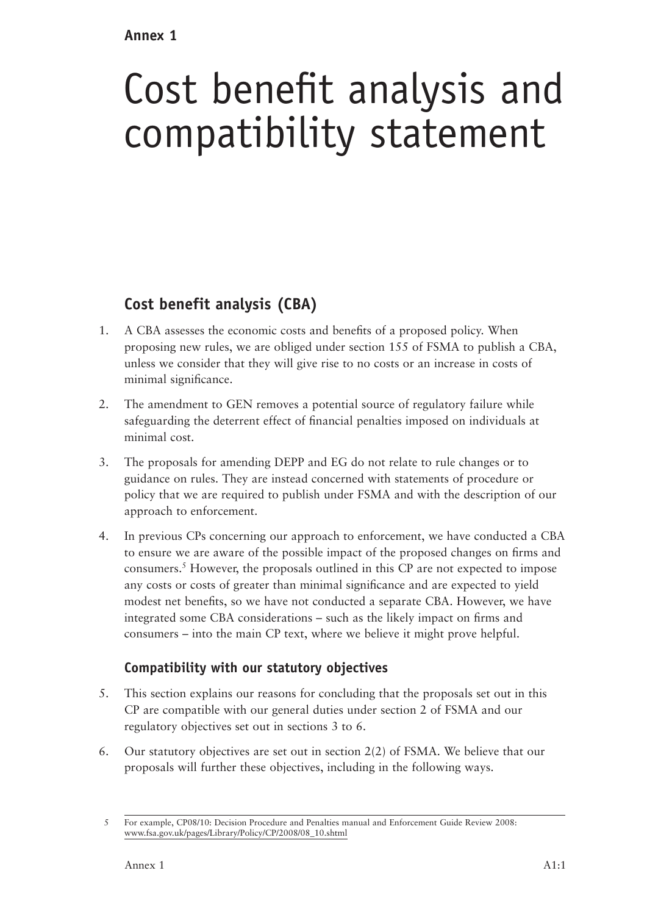**Annex 1**

# Cost benefit analysis and compatibility statement

## Cost benefit analysis (CBA)

1. A CBA assesses the economic costs and benefits of a proposed policy. When proposing new rules, we are obliged under section 155 of FSMA to publish a CBA, unless we consider that they will give rise to no costs or an increase in costs of minimal significance.

2. The amendment to GEN removes a potential source of regulatory failure while safeguarding the deterrent effect of financial penalties imposed on individuals at minimal cost.

3. The proposals for amending DEPP and EG do not relate to rule changes or to guidance on rules. They are instead concerned with statements of procedure or policy that we are required to publish under FSMA and with the description of our approach to enforcement.

4. In previous CPs concerning our approach to enforcement, we have conducted a CBA to ensure we are aware of the possible impact of the proposed changes on firms and consumers.[5] However, the proposals outlined in this CP are not expected to impose any costs or costs of greater than minimal significance and are expected to yield modest net benefits, so we have not conducted a separate CBA. However, we have integrated some CBA considerations – such as the likely impact on firms and consumers – into the main CP text, where we believe it might prove helpful.

### Compatibility with our statutory objectives

5. This section explains our reasons for concluding that the proposals set out in this CP are compatible with our general duties under section 2 of FSMA and our regulatory objectives set out in sections 3 to 6.

6. Our statutory objectives are set out in section 2(2) of FSMA. We believe that our proposals will further these objectives, including in the following ways.

---

5 For example, CP08/10: Decision Procedure and Penalties manual and Enforcement Guide Review 2008: www.fsa.gov.uk/pages/Library/Policy/CP/2008/08_10.shtml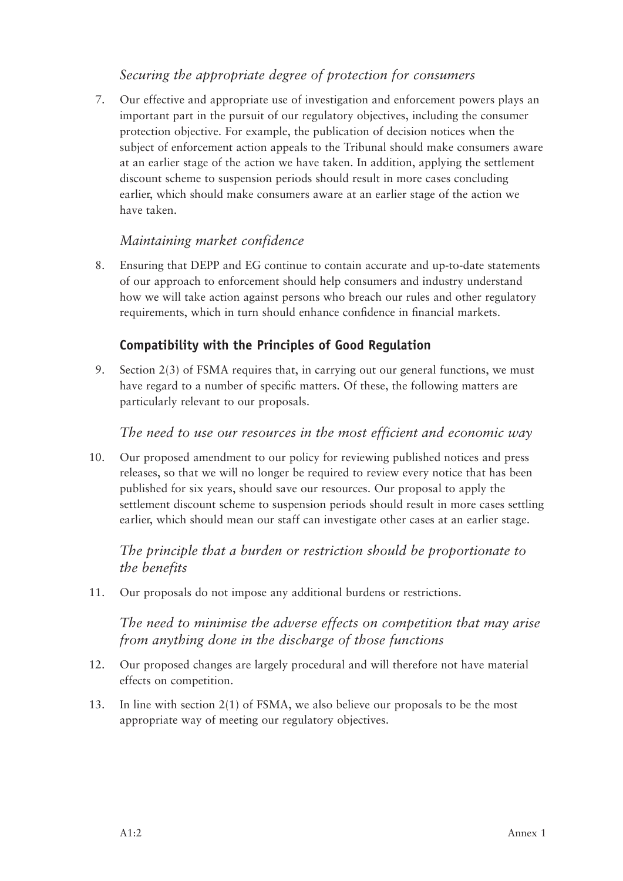*Securing the appropriate degree of protection for consumers*

7. Our effective and appropriate use of investigation and enforcement powers plays an important part in the pursuit of our regulatory objectives, including the consumer protection objective. For example, the publication of decision notices when the subject of enforcement action appeals to the Tribunal should make consumers aware at an earlier stage of the action we have taken. In addition, applying the settlement discount scheme to suspension periods should result in more cases concluding earlier, which should make consumers aware at an earlier stage of the action we have taken.

*Maintaining market confidence*

8. Ensuring that DEPP and EG continue to contain accurate and up-to-date statements of our approach to enforcement should help consumers and industry understand how we will take action against persons who breach our rules and other regulatory requirements, which in turn should enhance confidence in financial markets.

### Compatibility with the Principles of Good Regulation

9. Section 2(3) of FSMA requires that, in carrying out our general functions, we must have regard to a number of specific matters. Of these, the following matters are particularly relevant to our proposals.

*The need to use our resources in the most efficient and economic way*

10. Our proposed amendment to our policy for reviewing published notices and press releases, so that we will no longer be required to review every notice that has been published for six years, should save our resources. Our proposal to apply the settlement discount scheme to suspension periods should result in more cases settling earlier, which should mean our staff can investigate other cases at an earlier stage.

*The principle that a burden or restriction should be proportionate to the benefits*

11. Our proposals do not impose any additional burdens or restrictions.

*The need to minimise the adverse effects on competition that may arise from anything done in the discharge of those functions*

12. Our proposed changes are largely procedural and will therefore not have material effects on competition.

13. In line with section 2(1) of FSMA, we also believe our proposals to be the most appropriate way of meeting our regulatory objectives.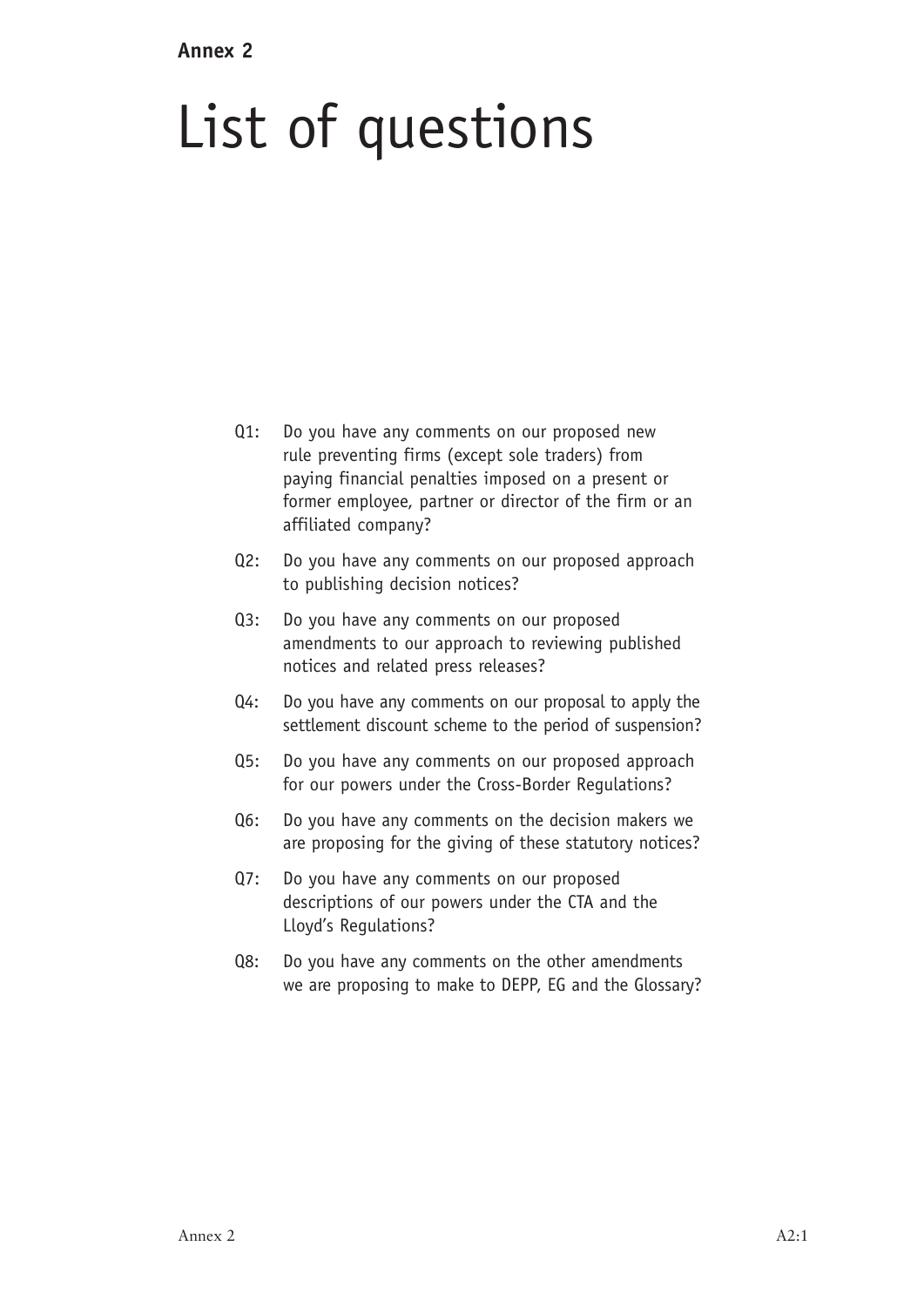**Annex 2**

# List of questions

Q1: Do you have any comments on our proposed new rule preventing firms (except sole traders) from paying financial penalties imposed on a present or former employee, partner or director of the firm or an affiliated company?

Q2: Do you have any comments on our proposed approach to publishing decision notices?

Q3: Do you have any comments on our proposed amendments to our approach to reviewing published notices and related press releases?

Q4: Do you have any comments on our proposal to apply the settlement discount scheme to the period of suspension?

Q5: Do you have any comments on our proposed approach for our powers under the Cross-Border Regulations?

Q6: Do you have any comments on the decision makers we are proposing for the giving of these statutory notices?

Q7: Do you have any comments on our proposed descriptions of our powers under the CTA and the Lloyd's Regulations?

Q8: Do you have any comments on the other amendments we are proposing to make to DEPP, EG and the Glossary?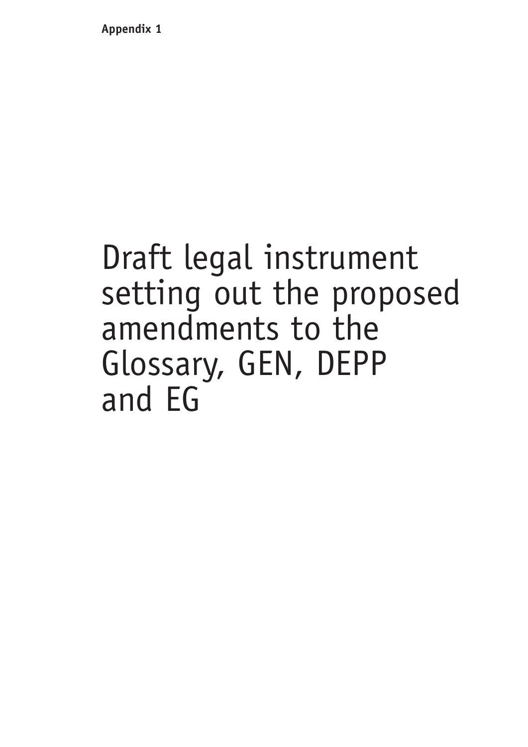**Appendix 1**

# Draft legal instrument setting out the proposed amendments to the Glossary, GEN, DEPP and EG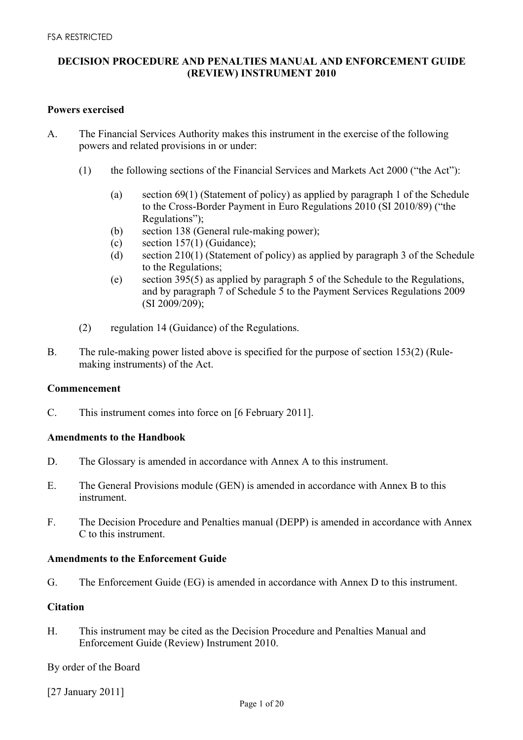FSA RESTRICTED

**DECISION PROCEDURE AND PENALTIES MANUAL AND ENFORCEMENT GUIDE (REVIEW) INSTRUMENT 2010**

**Powers exercised**

A. The Financial Services Authority makes this instrument in the exercise of the following powers and related provisions in or under:

(1) the following sections of the Financial Services and Markets Act 2000 ("the Act"):

(a) section 69(1) (Statement of policy) as applied by paragraph 1 of the Schedule to the Cross-Border Payment in Euro Regulations 2010 (SI 2010/89) ("the Regulations");

(b) section 138 (General rule-making power);

(c) section 157(1) (Guidance);

(d) section 210(1) (Statement of policy) as applied by paragraph 3 of the Schedule to the Regulations;

(e) section 395(5) as applied by paragraph 5 of the Schedule to the Regulations, and by paragraph 7 of Schedule 5 to the Payment Services Regulations 2009 (SI 2009/209);

(2) regulation 14 (Guidance) of the Regulations.

B. The rule-making power listed above is specified for the purpose of section 153(2) (Rule-making instruments) of the Act.

**Commencement**

C. This instrument comes into force on [6 February 2011].

**Amendments to the Handbook**

D. The Glossary is amended in accordance with Annex A to this instrument.

E. The General Provisions module (GEN) is amended in accordance with Annex B to this instrument.

F. The Decision Procedure and Penalties manual (DEPP) is amended in accordance with Annex C to this instrument.

**Amendments to the Enforcement Guide**

G. The Enforcement Guide (EG) is amended in accordance with Annex D to this instrument.

**Citation**

H. This instrument may be cited as the Decision Procedure and Penalties Manual and Enforcement Guide (Review) Instrument 2010.

By order of the Board

[27 January 2011]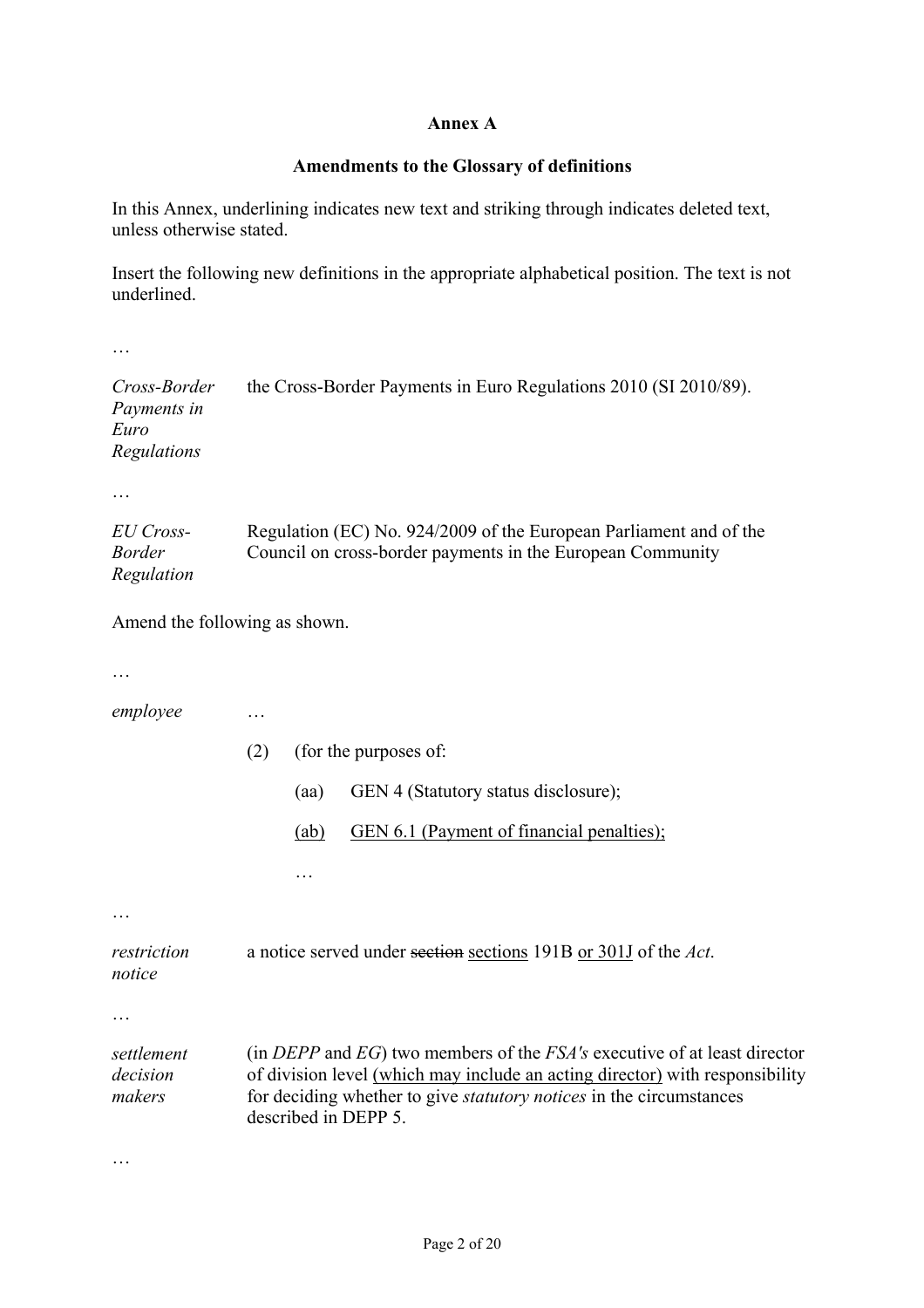**Annex A**

**Amendments to the Glossary of definitions**

In this Annex, underlining indicates new text and striking through indicates deleted text, unless otherwise stated.

Insert the following new definitions in the appropriate alphabetical position. The text is not underlined.

…

| | |
|---|---|
| *Cross-Border Payments in Euro Regulations* | the Cross-Border Payments in Euro Regulations 2010 (SI 2010/89). |

…

| | |
|---|---|
| *EU Cross-Border Regulation* | Regulation (EC) No. 924/2009 of the European Parliament and of the Council on cross-border payments in the European Community |

Amend the following as shown.

…

*employee* …

(2) (for the purposes of:

(aa) GEN 4 (Statutory status disclosure);

<u>(ab)</u> <u>GEN 6.1 (Payment of financial penalties);</u>

…

…

*restriction notice* a notice served under ~~section~~ <u>sections</u> 191B <u>or 301J</u> of the *Act*.

…

*settlement decision makers* (in *DEPP* and *EG*) two members of the *FSA's* executive of at least director of division level <u>(which may include an acting director)</u> with responsibility for deciding whether to give *statutory notices* in the circumstances described in DEPP 5.

…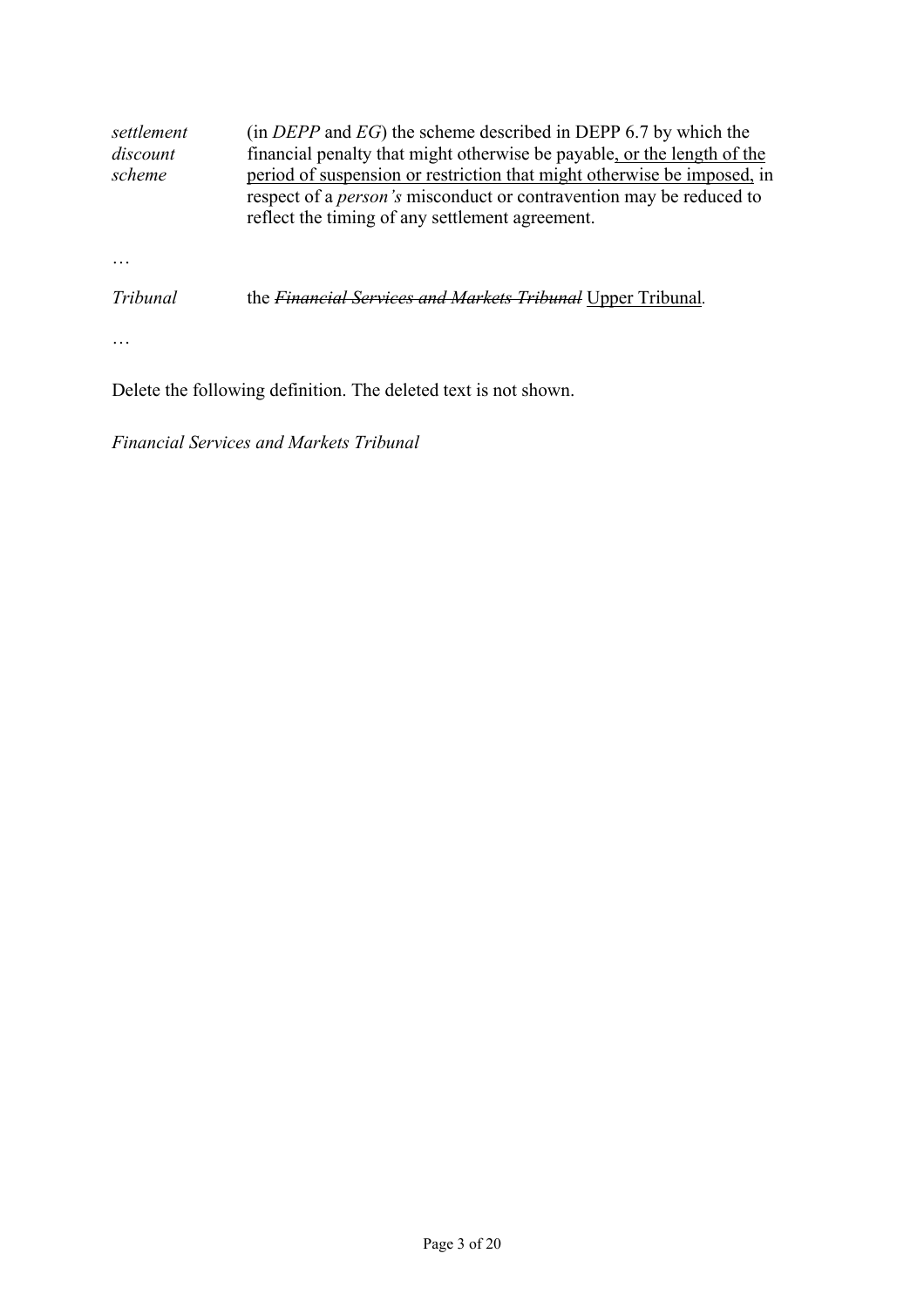| | |
|---|---|
| *settlement discount scheme* | (in *DEPP* and *EG*) the scheme described in DEPP 6.7 by which the financial penalty that might otherwise be payable, or the length of the period of suspension or restriction that might otherwise be imposed, in respect of a *person's* misconduct or contravention may be reduced to reflect the timing of any settlement agreement. |

…

| | |
|---|---|
| *Tribunal* | the ~~*Financial Services and Markets Tribunal*~~ Upper Tribunal. |

…

Delete the following definition. The deleted text is not shown.

*Financial Services and Markets Tribunal*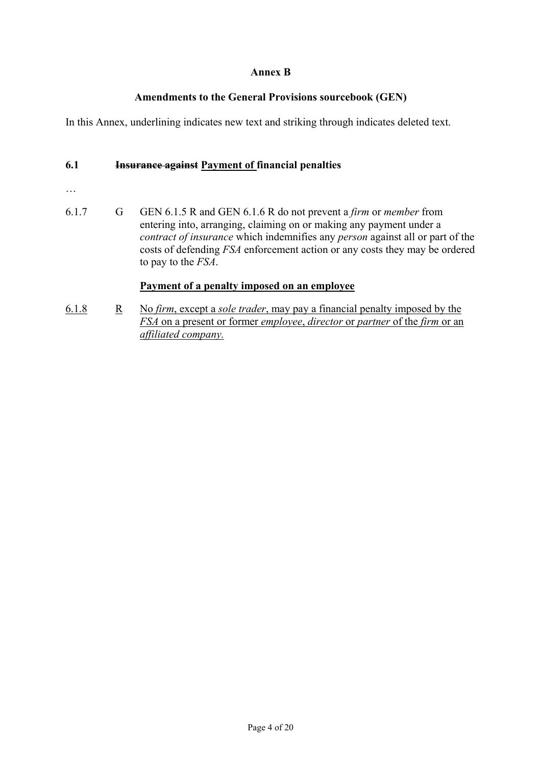**Annex B**

**Amendments to the General Provisions sourcebook (GEN)**

In this Annex, underlining indicates new text and striking through indicates deleted text.

## 6.1 ~~Insurance against~~ <u>Payment of</u> financial penalties

…

6.1.7 G GEN 6.1.5 R and GEN 6.1.6 R do not prevent a *firm* or *member* from entering into, arranging, claiming on or making any payment under a *contract of insurance* which indemnifies any *person* against all or part of the costs of defending *FSA* enforcement action or any costs they may be ordered to pay to the *FSA*.

**<u>Payment of a penalty imposed on an employee</u>**

<u>6.1.8</u> <u>R</u> <u>No *firm*, except a *sole trader*, may pay a financial penalty imposed by the *FSA* on a present or former *employee*, *director* or *partner* of the *firm* or an *affiliated company*.</u>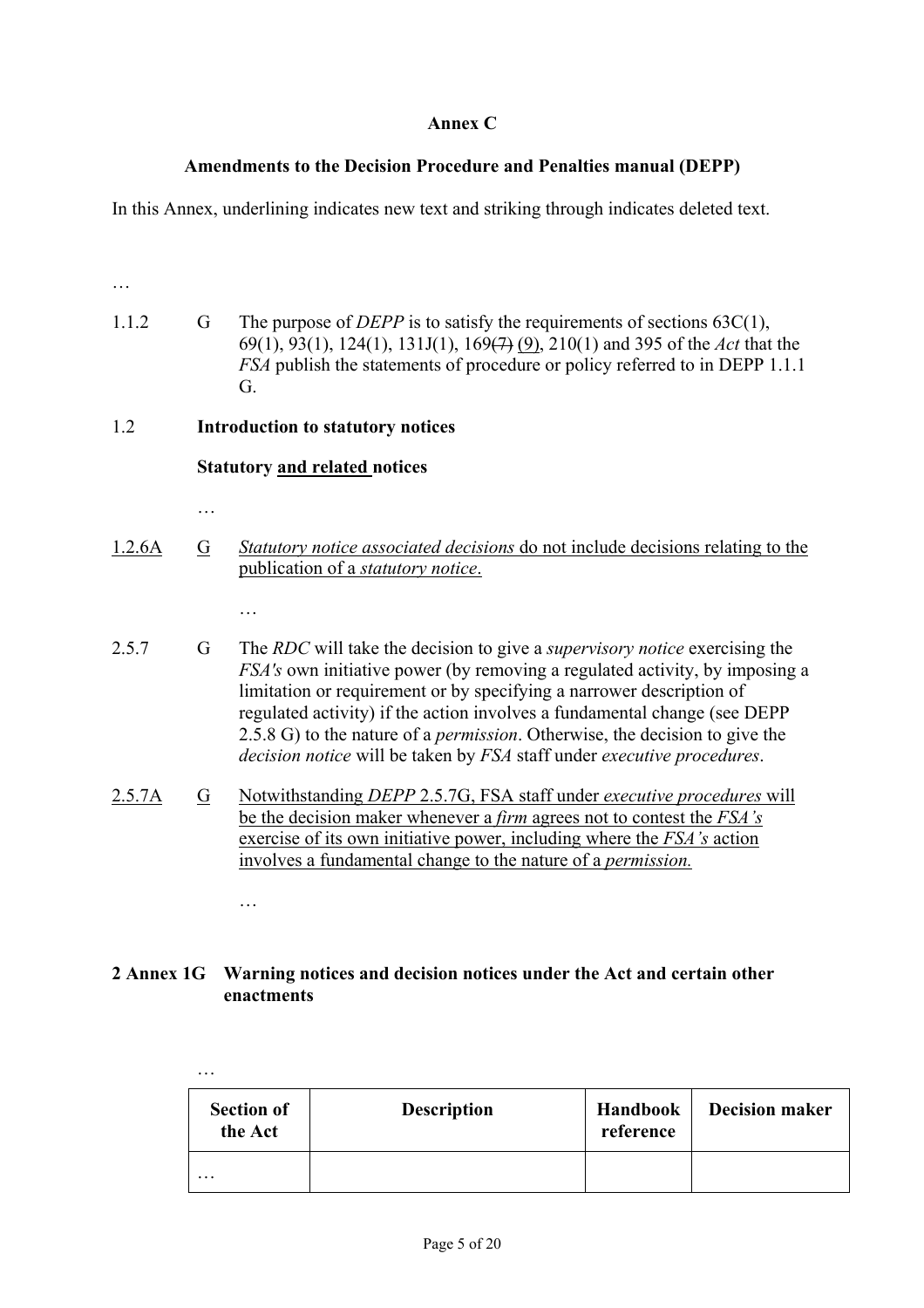**Annex C**

**Amendments to the Decision Procedure and Penalties manual (DEPP)**

In this Annex, underlining indicates new text and striking through indicates deleted text.

…

1.1.2 G The purpose of *DEPP* is to satisfy the requirements of sections 63C(1), 69(1), 93(1), 124(1), 131J(1), 169~~(7)~~ <u>(9)</u>, 210(1) and 395 of the *Act* that the *FSA* publish the statements of procedure or policy referred to in DEPP 1.1.1 G.

1.2 **Introduction to statutory notices**

**Statutory <u>and related</u> notices**

…

<u>1.2.6A</u> <u>G</u> <u>*Statutory notice associated decisions* do not include decisions relating to the publication of a *statutory notice*.</u>

…

2.5.7 G The *RDC* will take the decision to give a *supervisory notice* exercising the *FSA's* own initiative power (by removing a regulated activity, by imposing a limitation or requirement or by specifying a narrower description of regulated activity) if the action involves a fundamental change (see DEPP 2.5.8 G) to the nature of a *permission*. Otherwise, the decision to give the *decision notice* will be taken by *FSA* staff under *executive procedures*.

<u>2.5.7A</u> <u>G</u> <u>Notwithstanding *DEPP* 2.5.7G, FSA staff under *executive procedures* will be the decision maker whenever a *firm* agrees not to contest the *FSA's* exercise of its own initiative power, including where the *FSA's* action involves a fundamental change to the nature of a *permission.*</u>

…

**2 Annex 1G Warning notices and decision notices under the Act and certain other enactments**

…

| Section of the Act | Description | Handbook reference | Decision maker |
|---|---|---|---|
| … | | | |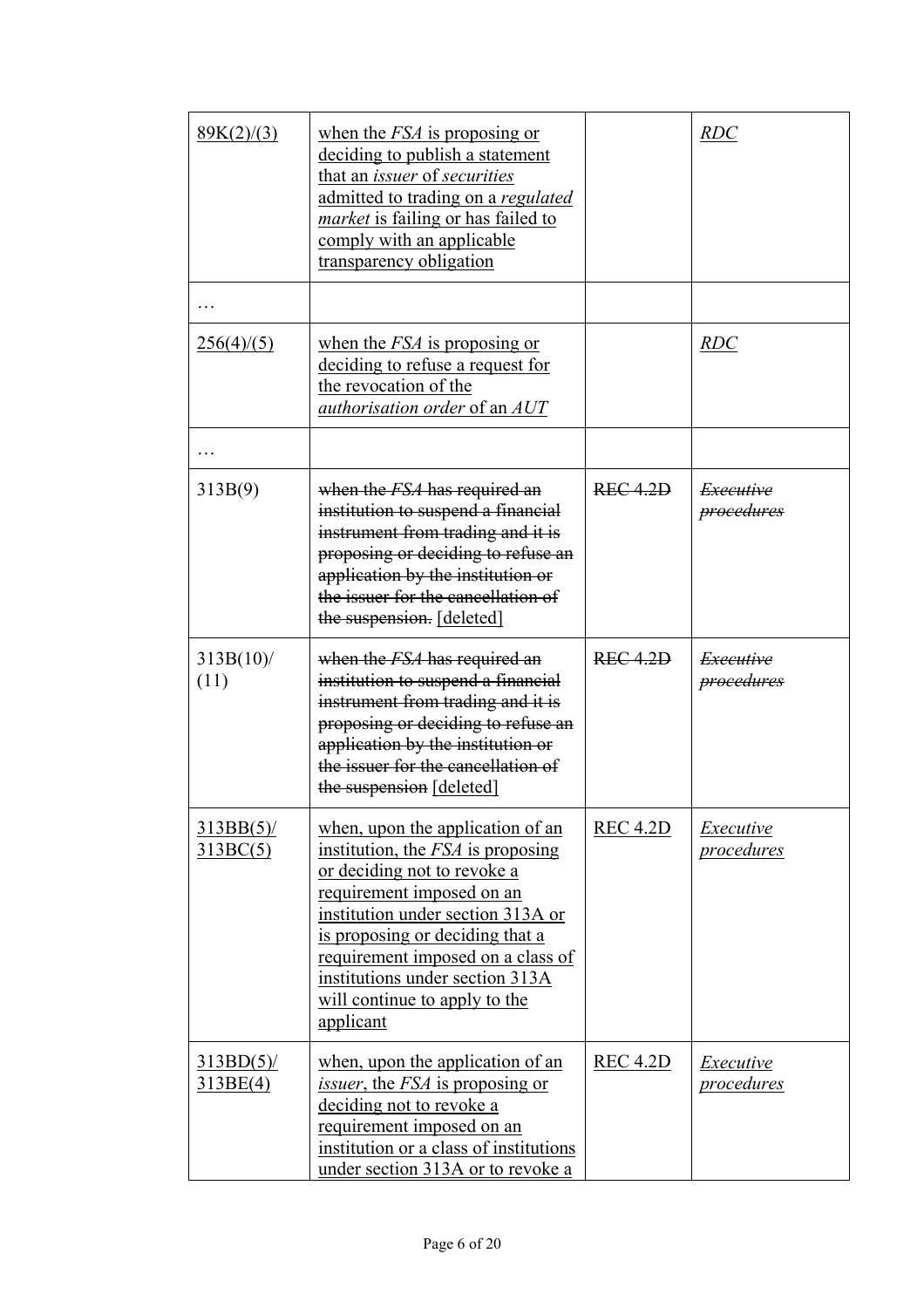| 89K(2)/(3) | when the *FSA* is proposing or deciding to publish a statement that an *issuer* of *securities* admitted to trading on a *regulated market* is failing or has failed to comply with an applicable transparency obligation | | *RDC* |
|---|---|---|---|
| … | | | |
| 256(4)/(5) | when the *FSA* is proposing or deciding to refuse a request for the revocation of the *authorisation order* of an *AUT* | | *RDC* |
| … | | | |
| 313B(9) | ~~when the *FSA* has required an institution to suspend a financial instrument from trading and it is proposing or deciding to refuse an application by the institution or the issuer for the cancellation of the suspension.~~ [deleted] | ~~REC 4.2D~~ | ~~*Executive procedures*~~ |
| 313B(10)/ (11) | ~~when the *FSA* has required an institution to suspend a financial instrument from trading and it is proposing or deciding to refuse an application by the institution or the issuer for the cancellation of the suspension~~ [deleted] | ~~REC 4.2D~~ | ~~*Executive procedures*~~ |
| 313BB(5)/ 313BC(5) | when, upon the application of an institution, the *FSA* is proposing or deciding not to revoke a requirement imposed on an institution under section 313A or is proposing or deciding that a requirement imposed on a class of institutions under section 313A will continue to apply to the applicant | REC 4.2D | *Executive procedures* |
| 313BD(5)/ 313BE(4) | when, upon the application of an *issuer*, the *FSA* is proposing or deciding not to revoke a requirement imposed on an institution or a class of institutions under section 313A or to revoke a | REC 4.2D | *Executive procedures* |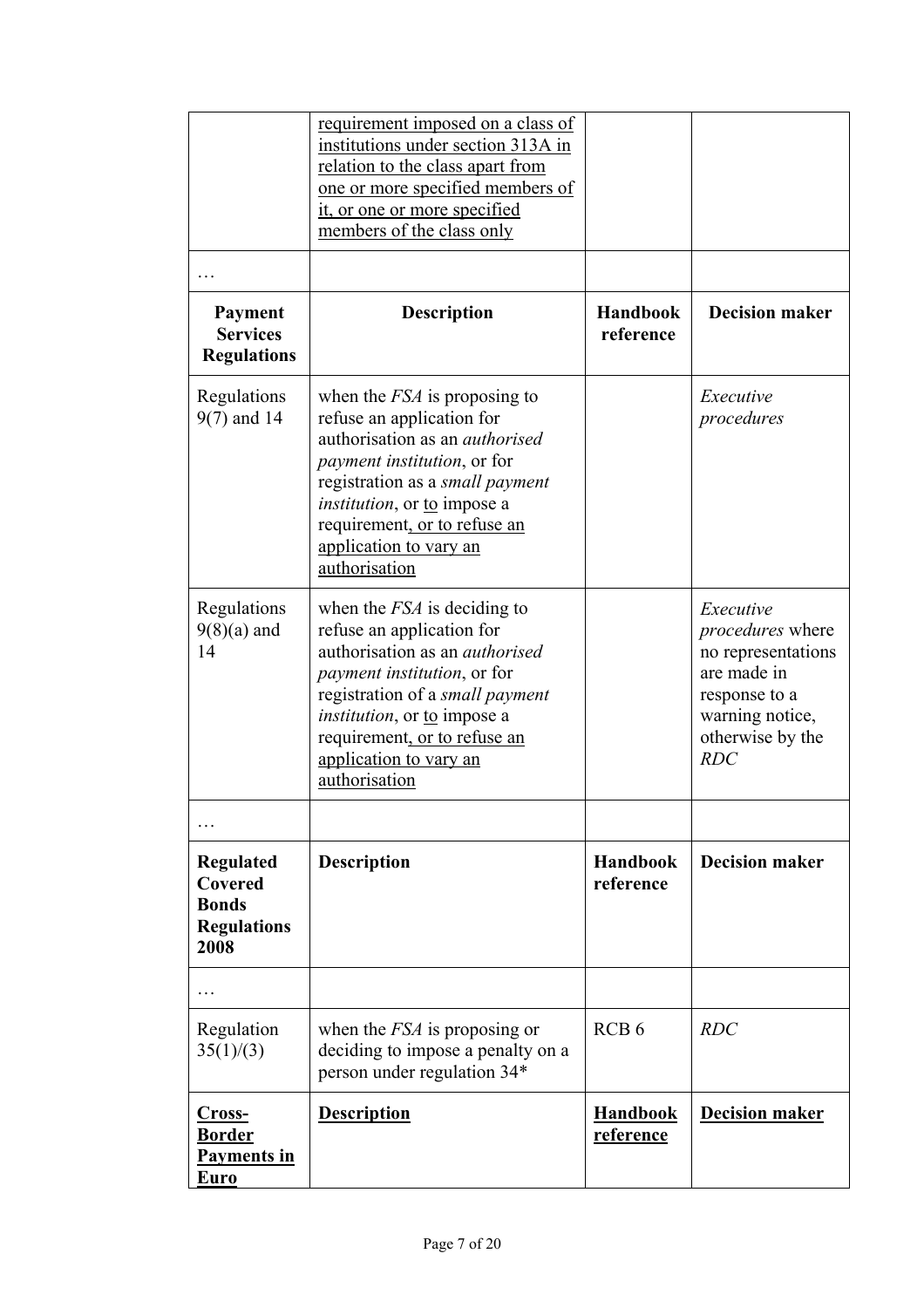| | requirement imposed on a class of institutions under section 313A in relation to the class apart from one or more specified members of it, or one or more specified members of the class only | | |
|---|---|---|---|
| … | | | |
| **Payment Services Regulations** | **Description** | **Handbook reference** | **Decision maker** |
| Regulations 9(7) and 14 | when the *FSA* is proposing to refuse an application for authorisation as an *authorised payment institution*, or for registration as a *small payment institution*, or to impose a requirement, or to refuse an application to vary an authorisation | | *Executive procedures* |
| Regulations 9(8)(a) and 14 | when the *FSA* is deciding to refuse an application for authorisation as an *authorised payment institution*, or for registration of a *small payment institution*, or to impose a requirement, or to refuse an application to vary an authorisation | | *Executive procedures* where no representations are made in response to a warning notice, otherwise by the *RDC* |
| … | | | |
| **Regulated Covered Bonds Regulations 2008** | **Description** | **Handbook reference** | **Decision maker** |
| … | | | |
| Regulation 35(1)/(3) | when the *FSA* is proposing or deciding to impose a penalty on a person under regulation 34* | RCB 6 | *RDC* |
| **Cross-Border Payments in Euro** | **Description** | **Handbook reference** | **Decision maker** |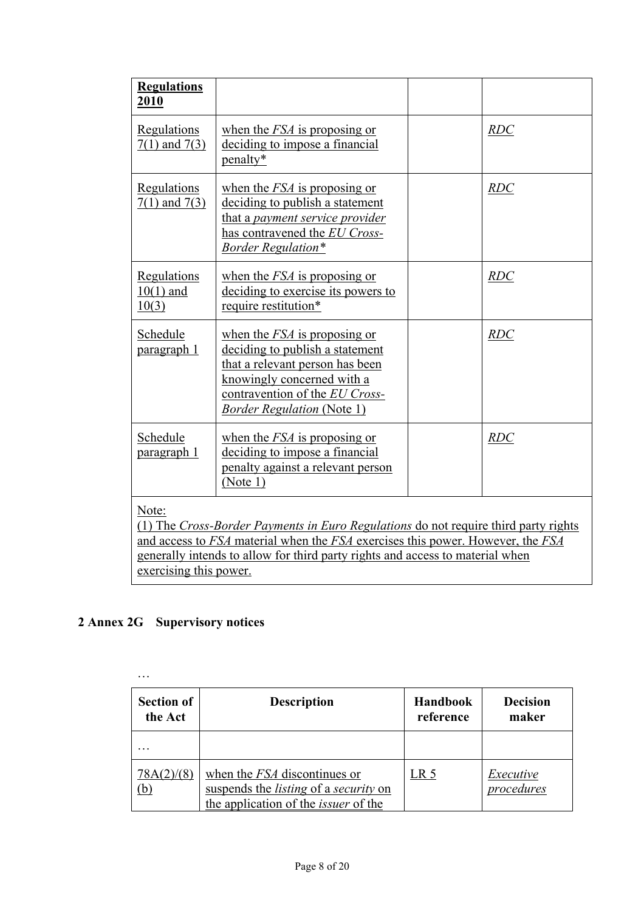| **Regulations 2010** | | | |
|---|---|---|---|
| Regulations 7(1) and 7(3) | when the *FSA* is proposing or deciding to impose a financial penalty* | | *RDC* |
| Regulations 7(1) and 7(3) | when the *FSA* is proposing or deciding to publish a statement that a *payment service provider* has contravened the *EU Cross-Border Regulation** | | *RDC* |
| Regulations 10(1) and 10(3) | when the *FSA* is proposing or deciding to exercise its powers to require restitution* | | *RDC* |
| Schedule paragraph 1 | when the *FSA* is proposing or deciding to publish a statement that a relevant person has been knowingly concerned with a contravention of the *EU Cross-Border Regulation* (Note 1) | | *RDC* |
| Schedule paragraph 1 | when the *FSA* is proposing or deciding to impose a financial penalty against a relevant person (Note 1) | | *RDC* |
| Note: (1) The *Cross-Border Payments in Euro Regulations* do not require third party rights and access to *FSA* material when the *FSA* exercises this power. However, the *FSA* generally intends to allow for third party rights and access to material when exercising this power. | | | |

## 2 Annex 2G Supervisory notices

…

| Section of the Act | Description | Handbook reference | Decision maker |
|---|---|---|---|
| … | | | |
| 78A(2)/(8)(b) | when the *FSA* discontinues or suspends the *listing* of a *security* on the application of the *issuer* of the | LR 5 | *Executive procedures* |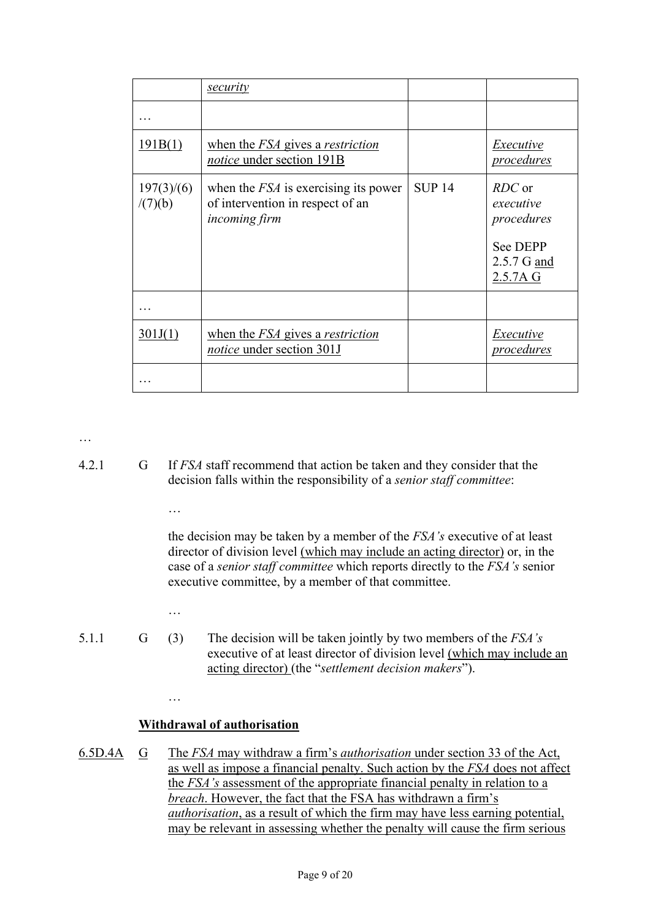| | *security* | | |
|---|---|---|---|
| … | | | |
| 191B(1) | when the *FSA* gives a *restriction notice* under section 191B | | *Executive procedures* |
| 197(3)/(6)/(7)(b) | when the *FSA* is exercising its power of intervention in respect of an *incoming firm* | SUP 14 | *RDC* or *executive procedures*<br><br>See DEPP 2.5.7 G and 2.5.7A G |
| … | | | |
| 301J(1) | when the *FSA* gives a *restriction notice* under section 301J | | *Executive procedures* |
| … | | | |

…

4.2.1 G If *FSA* staff recommend that action be taken and they consider that the decision falls within the responsibility of a *senior staff committee*:

…

the decision may be taken by a member of the *FSA's* executive of at least director of division level (which may include an acting director) or, in the case of a *senior staff committee* which reports directly to the *FSA's* senior executive committee, by a member of that committee.

…

5.1.1 G (3) The decision will be taken jointly by two members of the *FSA's* executive of at least director of division level (which may include an acting director) (the "*settlement decision makers*").

…

**Withdrawal of authorisation**

6.5D.4A G The *FSA* may withdraw a firm's *authorisation* under section 33 of the Act, as well as impose a financial penalty. Such action by the *FSA* does not affect the *FSA's* assessment of the appropriate financial penalty in relation to a *breach*. However, the fact that the FSA has withdrawn a firm's *authorisation*, as a result of which the firm may have less earning potential, may be relevant in assessing whether the penalty will cause the firm serious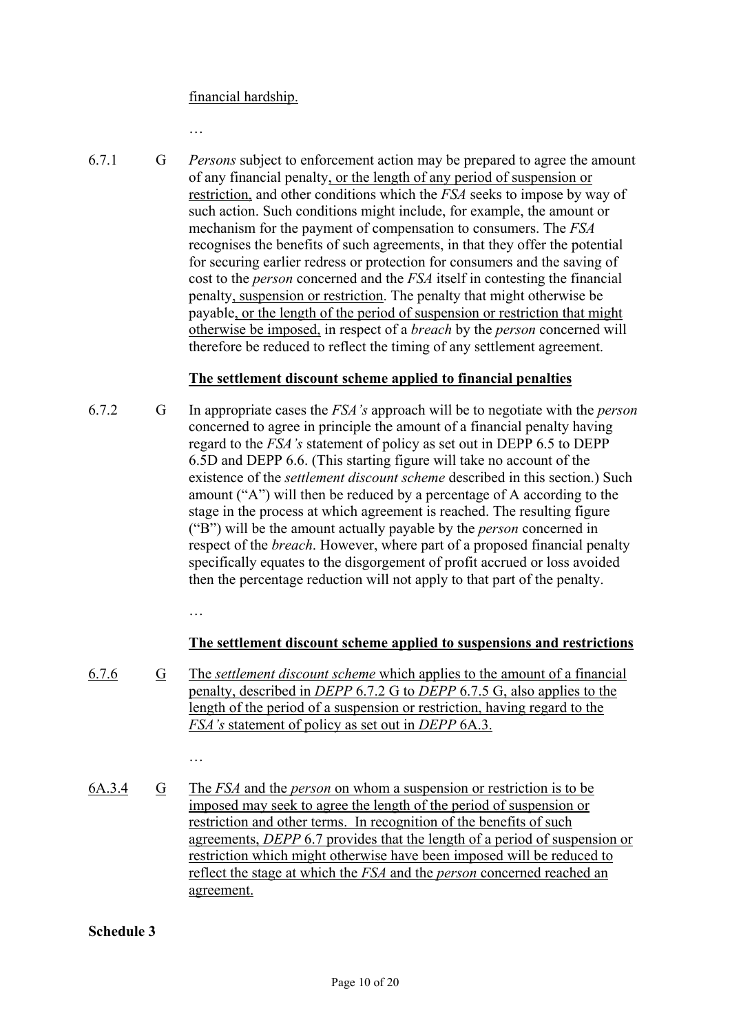financial hardship.

…

6.7.1 G *Persons* subject to enforcement action may be prepared to agree the amount of any financial penalty, or the length of any period of suspension or restriction, and other conditions which the *FSA* seeks to impose by way of such action. Such conditions might include, for example, the amount or mechanism for the payment of compensation to consumers. The *FSA* recognises the benefits of such agreements, in that they offer the potential for securing earlier redress or protection for consumers and the saving of cost to the *person* concerned and the *FSA* itself in contesting the financial penalty, suspension or restriction. The penalty that might otherwise be payable, or the length of the period of suspension or restriction that might otherwise be imposed, in respect of a *breach* by the *person* concerned will therefore be reduced to reflect the timing of any settlement agreement.

**The settlement discount scheme applied to financial penalties**

6.7.2 G In appropriate cases the *FSA's* approach will be to negotiate with the *person* concerned to agree in principle the amount of a financial penalty having regard to the *FSA's* statement of policy as set out in DEPP 6.5 to DEPP 6.5D and DEPP 6.6. (This starting figure will take no account of the existence of the *settlement discount scheme* described in this section.) Such amount ("A") will then be reduced by a percentage of A according to the stage in the process at which agreement is reached. The resulting figure ("B") will be the amount actually payable by the *person* concerned in respect of the *breach*. However, where part of a proposed financial penalty specifically equates to the disgorgement of profit accrued or loss avoided then the percentage reduction will not apply to that part of the penalty.

…

**The settlement discount scheme applied to suspensions and restrictions**

6.7.6 G The *settlement discount scheme* which applies to the amount of a financial penalty, described in *DEPP* 6.7.2 G to *DEPP* 6.7.5 G, also applies to the length of the period of a suspension or restriction, having regard to the *FSA's* statement of policy as set out in *DEPP* 6A.3.

…

6A.3.4 G The *FSA* and the *person* on whom a suspension or restriction is to be imposed may seek to agree the length of the period of suspension or restriction and other terms. In recognition of the benefits of such agreements, *DEPP* 6.7 provides that the length of a period of suspension or restriction which might otherwise have been imposed will be reduced to reflect the stage at which the *FSA* and the *person* concerned reached an agreement.

**Schedule 3**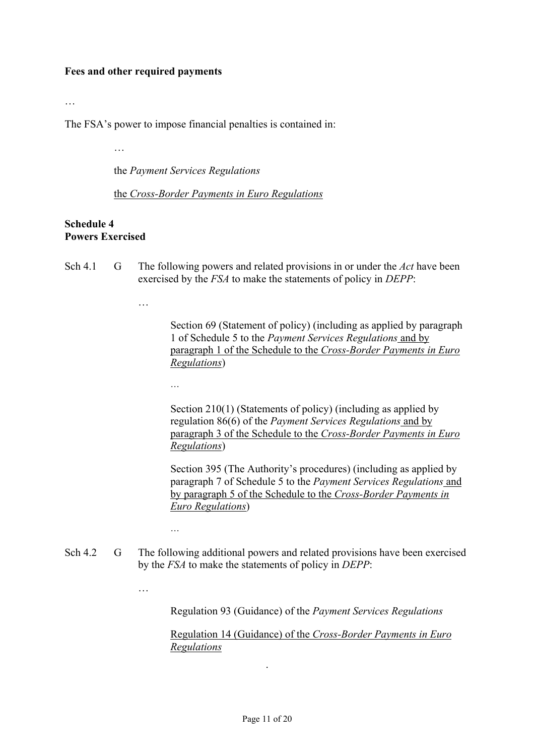**Fees and other required payments**

…

The FSA's power to impose financial penalties is contained in:

…

the *Payment Services Regulations*

the *Cross-Border Payments in Euro Regulations*

**Schedule 4**
**Powers Exercised**

Sch 4.1 G The following powers and related provisions in or under the *Act* have been exercised by the *FSA* to make the statements of policy in *DEPP*:

…

Section 69 (Statement of policy) (including as applied by paragraph 1 of Schedule 5 to the *Payment Services Regulations* and by paragraph 1 of the Schedule to the *Cross-Border Payments in Euro Regulations*)

…

Section 210(1) (Statements of policy) (including as applied by regulation 86(6) of the *Payment Services Regulations* and by paragraph 3 of the Schedule to the *Cross-Border Payments in Euro Regulations*)

Section 395 (The Authority's procedures) (including as applied by paragraph 7 of Schedule 5 to the *Payment Services Regulations* and by paragraph 5 of the Schedule to the *Cross-Border Payments in Euro Regulations*)

…

Sch 4.2 G The following additional powers and related provisions have been exercised by the *FSA* to make the statements of policy in *DEPP*:

…

Regulation 93 (Guidance) of the *Payment Services Regulations*

Regulation 14 (Guidance) of the *Cross-Border Payments in Euro Regulations*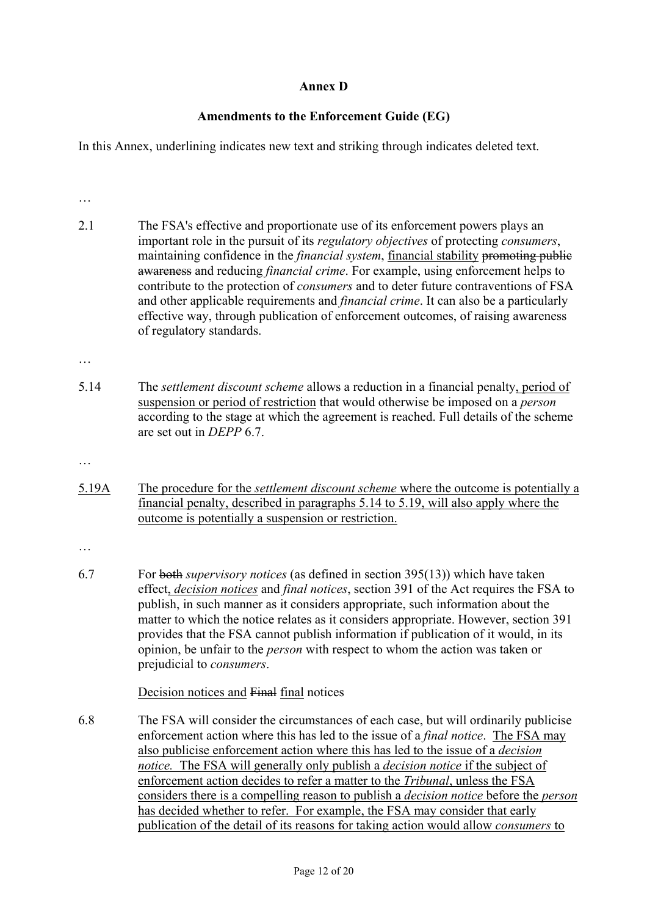**Annex D**

**Amendments to the Enforcement Guide (EG)**

In this Annex, underlining indicates new text and striking through indicates deleted text.

…

2.1 The FSA's effective and proportionate use of its enforcement powers plays an important role in the pursuit of its *regulatory objectives* of protecting *consumers*, maintaining confidence in the *financial system*, <u>financial stability</u> ~~promoting public awareness~~ and reducing *financial crime*. For example, using enforcement helps to contribute to the protection of *consumers* and to deter future contraventions of FSA and other applicable requirements and *financial crime*. It can also be a particularly effective way, through publication of enforcement outcomes, of raising awareness of regulatory standards.

…

5.14 The *settlement discount scheme* allows a reduction in a financial penalty<u>, period of suspension or period of restriction</u> that would otherwise be imposed on a *person* according to the stage at which the agreement is reached. Full details of the scheme are set out in *DEPP* 6.7.

…

<u>5.19A</u> <u>The procedure for the *settlement discount scheme* where the outcome is potentially a financial penalty, described in paragraphs 5.14 to 5.19, will also apply where the outcome is potentially a suspension or restriction.</u>

…

6.7 For ~~both~~ *supervisory notices* (as defined in section 395(13)) which have taken effect<u>, *decision notices*</u> and *final notices*, section 391 of the Act requires the FSA to publish, in such manner as it considers appropriate, such information about the matter to which the notice relates as it considers appropriate. However, section 391 provides that the FSA cannot publish information if publication of it would, in its opinion, be unfair to the *person* with respect to whom the action was taken or prejudicial to *consumers*.

<u>Decision notices and</u> ~~Final~~ <u>final</u> notices

6.8 The FSA will consider the circumstances of each case, but will ordinarily publicise enforcement action where this has led to the issue of a *final notice*. <u>The FSA may also publicise enforcement action where this has led to the issue of a *decision notice*. The FSA will generally only publish a *decision notice* if the subject of enforcement action decides to refer a matter to the *Tribunal*, unless the FSA considers there is a compelling reason to publish a *decision notice* before the *person* has decided whether to refer. For example, the FSA may consider that early publication of the detail of its reasons for taking action would allow *consumers* to</u>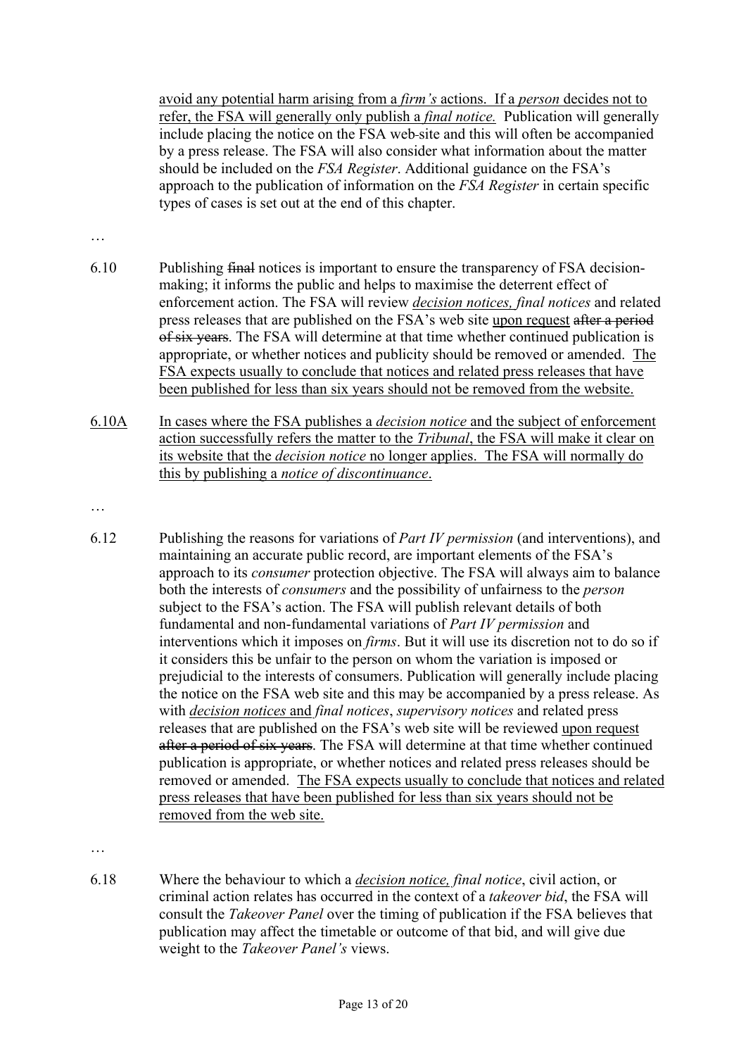avoid any potential harm arising from a *firm's* actions. If a *person* decides not to refer, the FSA will generally only publish a *final notice.* Publication will generally include placing the notice on the FSA web-site and this will often be accompanied by a press release. The FSA will also consider what information about the matter should be included on the *FSA Register*. Additional guidance on the FSA's approach to the publication of information on the *FSA Register* in certain specific types of cases is set out at the end of this chapter.

…

6.10 Publishing ~~final~~ notices is important to ensure the transparency of FSA decision-making; it informs the public and helps to maximise the deterrent effect of enforcement action. The FSA will review *decision notices, final notices* and related press releases that are published on the FSA's web site upon request ~~after a period of six years~~. The FSA will determine at that time whether continued publication is appropriate, or whether notices and publicity should be removed or amended. The FSA expects usually to conclude that notices and related press releases that have been published for less than six years should not be removed from the website.

6.10A In cases where the FSA publishes a *decision notice* and the subject of enforcement action successfully refers the matter to the *Tribunal*, the FSA will make it clear on its website that the *decision notice* no longer applies. The FSA will normally do this by publishing a *notice of discontinuance*.

…

6.12 Publishing the reasons for variations of *Part IV permission* (and interventions), and maintaining an accurate public record, are important elements of the FSA's approach to its *consumer* protection objective. The FSA will always aim to balance both the interests of *consumers* and the possibility of unfairness to the *person* subject to the FSA's action. The FSA will publish relevant details of both fundamental and non-fundamental variations of *Part IV permission* and interventions which it imposes on *firms*. But it will use its discretion not to do so if it considers this be unfair to the person on whom the variation is imposed or prejudicial to the interests of consumers. Publication will generally include placing the notice on the FSA web site and this may be accompanied by a press release. As with *decision notices* and *final notices*, *supervisory notices* and related press releases that are published on the FSA's web site will be reviewed upon request ~~after a period of six years~~. The FSA will determine at that time whether continued publication is appropriate, or whether notices and related press releases should be removed or amended. The FSA expects usually to conclude that notices and related press releases that have been published for less than six years should not be removed from the web site.

…

6.18 Where the behaviour to which a *decision notice, final notice*, civil action, or criminal action relates has occurred in the context of a *takeover bid*, the FSA will consult the *Takeover Panel* over the timing of publication if the FSA believes that publication may affect the timetable or outcome of that bid, and will give due weight to the *Takeover Panel's* views.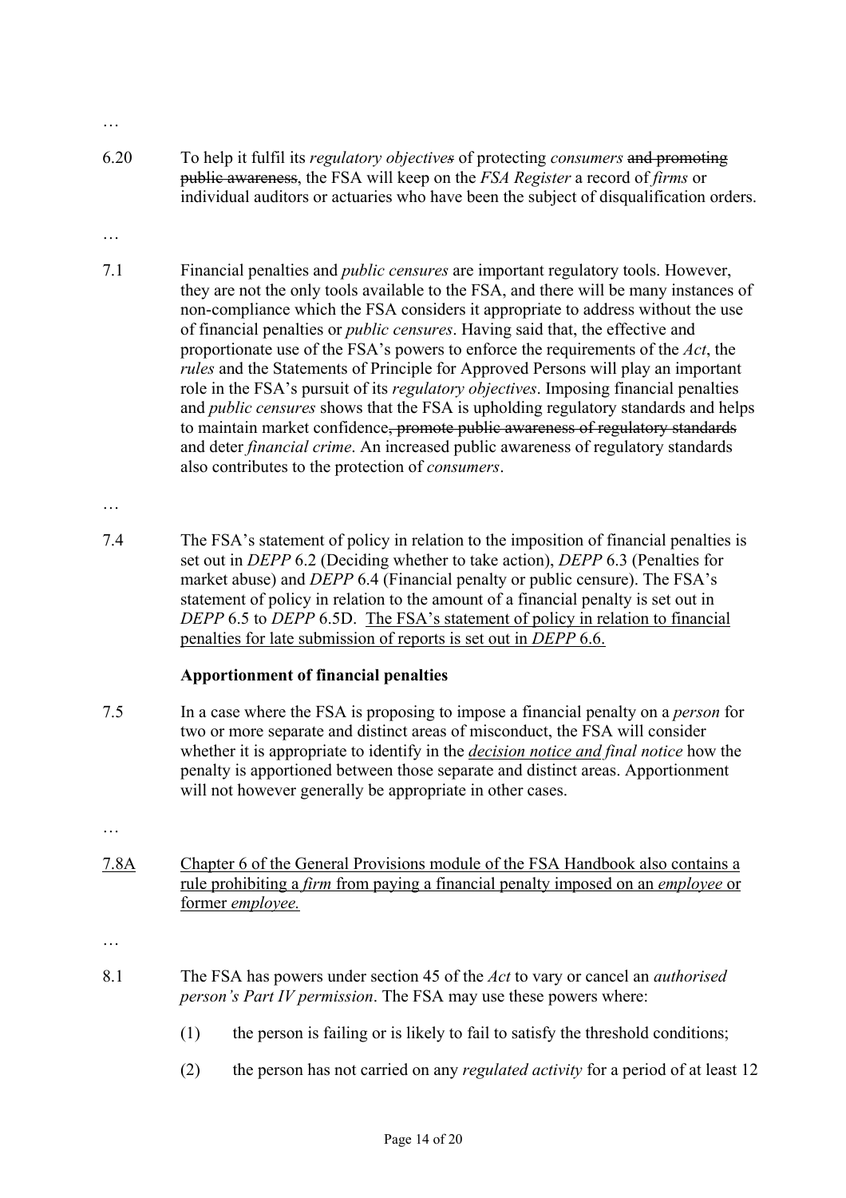…

6.20 To help it fulfil its *regulatory objectives* of protecting *consumers* ~~and promoting public awareness~~, the FSA will keep on the *FSA Register* a record of *firms* or individual auditors or actuaries who have been the subject of disqualification orders.

…

7.1 Financial penalties and *public censures* are important regulatory tools. However, they are not the only tools available to the FSA, and there will be many instances of non-compliance which the FSA considers it appropriate to address without the use of financial penalties or *public censures*. Having said that, the effective and proportionate use of the FSA's powers to enforce the requirements of the *Act*, the *rules* and the Statements of Principle for Approved Persons will play an important role in the FSA's pursuit of its *regulatory objectives*. Imposing financial penalties and *public censures* shows that the FSA is upholding regulatory standards and helps to maintain market confidence~~, promote public awareness of regulatory standards~~ and deter *financial crime*. An increased public awareness of regulatory standards also contributes to the protection of *consumers*.

…

7.4 The FSA's statement of policy in relation to the imposition of financial penalties is set out in *DEPP* 6.2 (Deciding whether to take action), *DEPP* 6.3 (Penalties for market abuse) and *DEPP* 6.4 (Financial penalty or public censure). The FSA's statement of policy in relation to the amount of a financial penalty is set out in *DEPP* 6.5 to *DEPP* 6.5D. <u>The FSA's statement of policy in relation to financial penalties for late submission of reports is set out in *DEPP* 6.6.</u>

**Apportionment of financial penalties**

7.5 In a case where the FSA is proposing to impose a financial penalty on a *person* for two or more separate and distinct areas of misconduct, the FSA will consider whether it is appropriate to identify in the <u>*decision notice* and</u> *final notice* how the penalty is apportioned between those separate and distinct areas. Apportionment will not however generally be appropriate in other cases.

…

<u>7.8A</u> <u>Chapter 6 of the General Provisions module of the FSA Handbook also contains a rule prohibiting a *firm* from paying a financial penalty imposed on an *employee* or former *employee.*</u>

…

8.1 The FSA has powers under section 45 of the *Act* to vary or cancel an *authorised person's Part IV permission*. The FSA may use these powers where:

(1) the person is failing or is likely to fail to satisfy the threshold conditions;

(2) the person has not carried on any *regulated activity* for a period of at least 12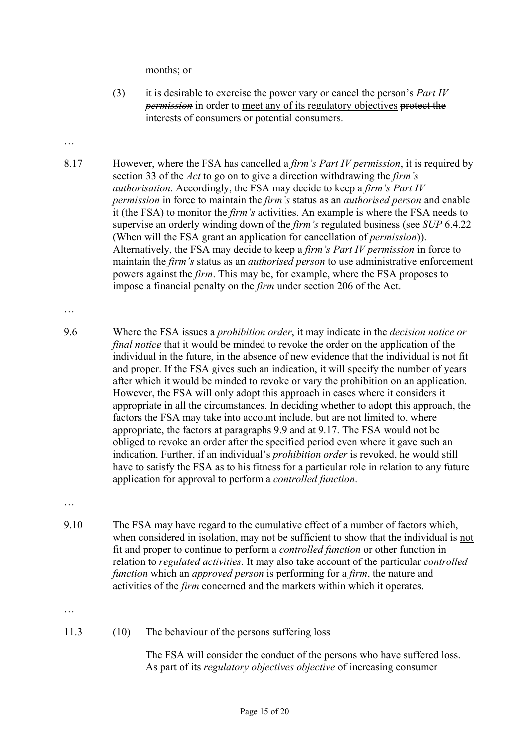months; or

(3) it is desirable to <u>exercise the power</u> ~~vary or cancel the person's *Part IV permission*~~ in order to <u>meet any of its regulatory objectives</u> ~~protect the interests of consumers or potential consumers~~.

…

8.17 However, where the FSA has cancelled a *firm's Part IV permission*, it is required by section 33 of the *Act* to go on to give a direction withdrawing the *firm's authorisation*. Accordingly, the FSA may decide to keep a *firm's Part IV permission* in force to maintain the *firm's* status as an *authorised person* and enable it (the FSA) to monitor the *firm's* activities. An example is where the FSA needs to supervise an orderly winding down of the *firm's* regulated business (see *SUP* 6.4.22 (When will the FSA grant an application for cancellation of *permission*)). Alternatively, the FSA may decide to keep a *firm's Part IV permission* in force to maintain the *firm's* status as an *authorised person* to use administrative enforcement powers against the *firm*. ~~This may be, for example, where the FSA proposes to impose a financial penalty on the *firm* under section 206 of the Act.~~

…

9.6 Where the FSA issues a *prohibition order*, it may indicate in the <u>*decision notice or final notice*</u> that it would be minded to revoke the order on the application of the individual in the future, in the absence of new evidence that the individual is not fit and proper. If the FSA gives such an indication, it will specify the number of years after which it would be minded to revoke or vary the prohibition on an application. However, the FSA will only adopt this approach in cases where it considers it appropriate in all the circumstances. In deciding whether to adopt this approach, the factors the FSA may take into account include, but are not limited to, where appropriate, the factors at paragraphs 9.9 and at 9.17. The FSA would not be obliged to revoke an order after the specified period even where it gave such an indication. Further, if an individual's *prohibition order* is revoked, he would still have to satisfy the FSA as to his fitness for a particular role in relation to any future application for approval to perform a *controlled function*.

…

9.10 The FSA may have regard to the cumulative effect of a number of factors which, when considered in isolation, may not be sufficient to show that the individual is <u>not</u> fit and proper to continue to perform a *controlled function* or other function in relation to *regulated activities*. It may also take account of the particular *controlled function* which an *approved person* is performing for a *firm*, the nature and activities of the *firm* concerned and the markets within which it operates.

…

11.3 (10) The behaviour of the persons suffering loss

The FSA will consider the conduct of the persons who have suffered loss. As part of its *regulatory* ~~*objectives*~~ <u>*objective*</u> of ~~increasing consumer~~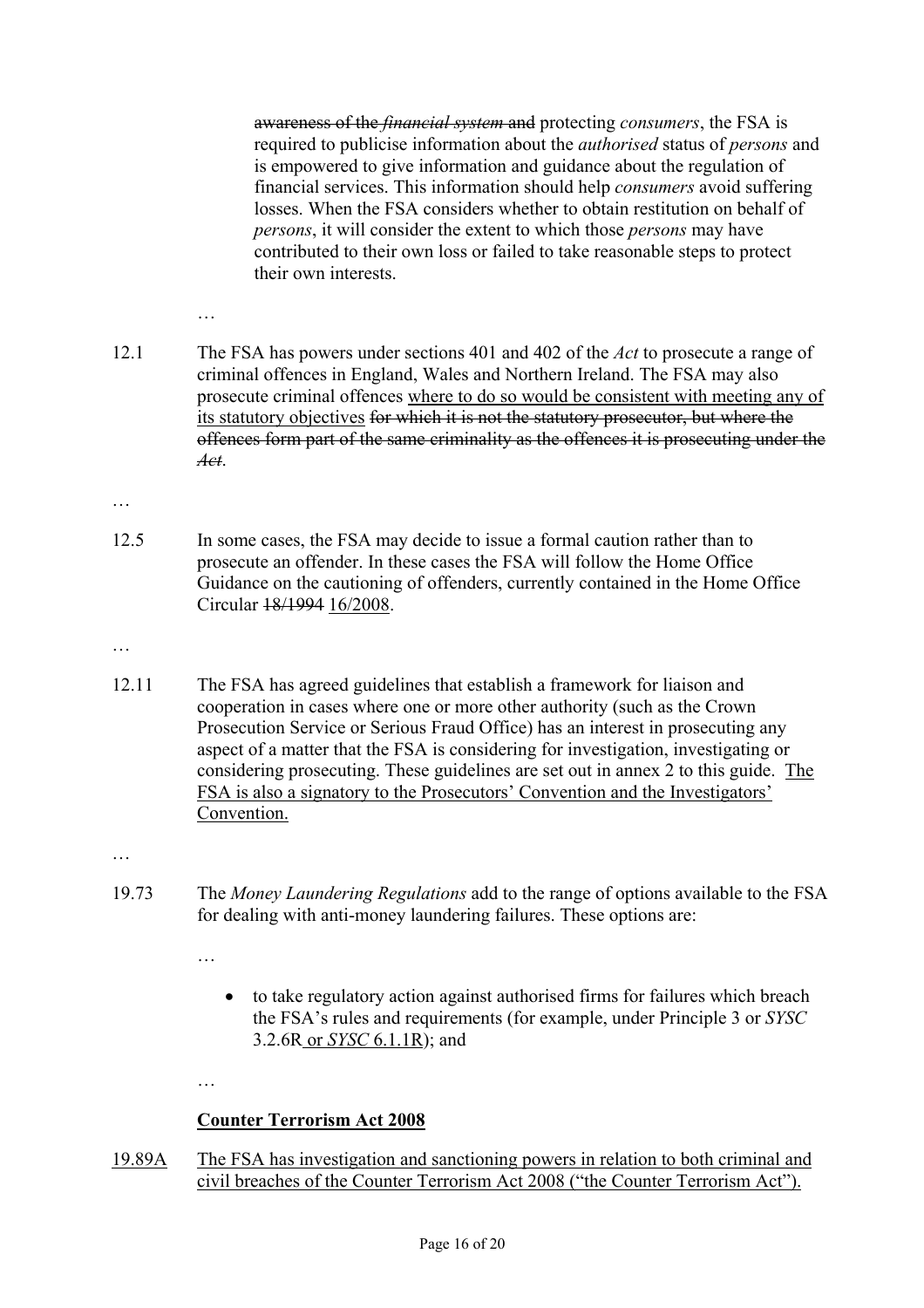~~awareness of the *financial system* and~~ protecting *consumers*, the FSA is required to publicise information about the *authorised* status of *persons* and is empowered to give information and guidance about the regulation of financial services. This information should help *consumers* avoid suffering losses. When the FSA considers whether to obtain restitution on behalf of *persons*, it will consider the extent to which those *persons* may have contributed to their own loss or failed to take reasonable steps to protect their own interests.

…

12.1 The FSA has powers under sections 401 and 402 of the *Act* to prosecute a range of criminal offences in England, Wales and Northern Ireland. The FSA may also prosecute criminal offences <u>where to do so would be consistent with meeting any of its statutory objectives</u> ~~for which it is not the statutory prosecutor, but where the offences form part of the same criminality as the offences it is prosecuting under the *Act*~~.

…

12.5 In some cases, the FSA may decide to issue a formal caution rather than to prosecute an offender. In these cases the FSA will follow the Home Office Guidance on the cautioning of offenders, currently contained in the Home Office Circular ~~18/1994~~ <u>16/2008</u>.

…

12.11 The FSA has agreed guidelines that establish a framework for liaison and cooperation in cases where one or more other authority (such as the Crown Prosecution Service or Serious Fraud Office) has an interest in prosecuting any aspect of a matter that the FSA is considering for investigation, investigating or considering prosecuting. These guidelines are set out in annex 2 to this guide. <u>The FSA is also a signatory to the Prosecutors' Convention and the Investigators' Convention.</u>

…

19.73 The *Money Laundering Regulations* add to the range of options available to the FSA for dealing with anti-money laundering failures. These options are:

…

- to take regulatory action against authorised firms for failures which breach the FSA's rules and requirements (for example, under Principle 3 or *SYSC* 3.2.6R<u> or *SYSC* 6.1.1R</u>); and

…

<u>**Counter Terrorism Act 2008**</u>

<u>19.89A</u> <u>The FSA has investigation and sanctioning powers in relation to both criminal and civil breaches of the Counter Terrorism Act 2008 ("the Counter Terrorism Act").</u>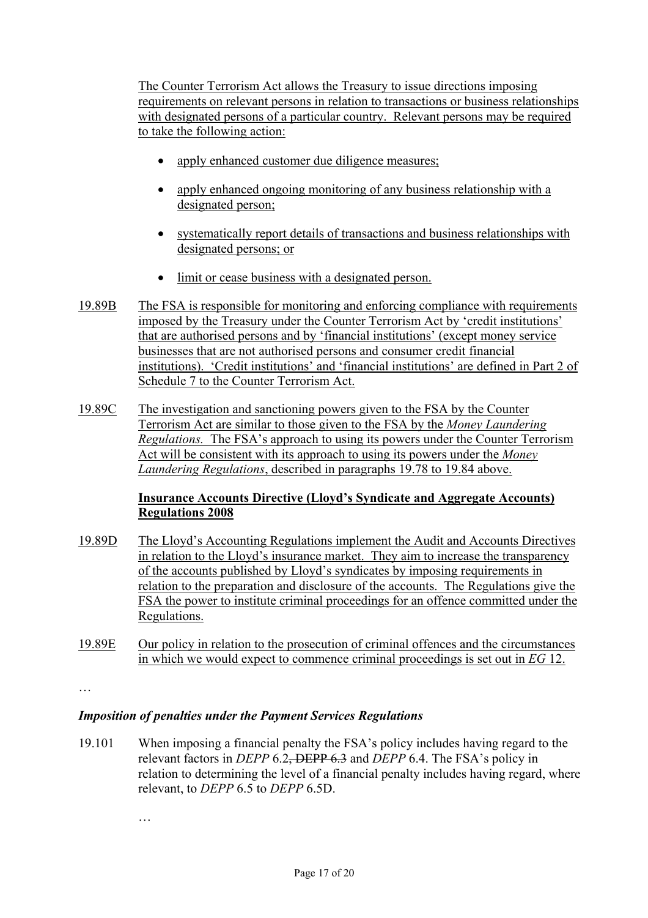The Counter Terrorism Act allows the Treasury to issue directions imposing requirements on relevant persons in relation to transactions or business relationships with designated persons of a particular country. Relevant persons may be required to take the following action:

- apply enhanced customer due diligence measures;
- apply enhanced ongoing monitoring of any business relationship with a designated person;
- systematically report details of transactions and business relationships with designated persons; or
- limit or cease business with a designated person.

19.89B The FSA is responsible for monitoring and enforcing compliance with requirements imposed by the Treasury under the Counter Terrorism Act by 'credit institutions' that are authorised persons and by 'financial institutions' (except money service businesses that are not authorised persons and consumer credit financial institutions). 'Credit institutions' and 'financial institutions' are defined in Part 2 of Schedule 7 to the Counter Terrorism Act.

19.89C The investigation and sanctioning powers given to the FSA by the Counter Terrorism Act are similar to those given to the FSA by the *Money Laundering Regulations.* The FSA's approach to using its powers under the Counter Terrorism Act will be consistent with its approach to using its powers under the *Money Laundering Regulations*, described in paragraphs 19.78 to 19.84 above.

**Insurance Accounts Directive (Lloyd's Syndicate and Aggregate Accounts) Regulations 2008**

19.89D The Lloyd's Accounting Regulations implement the Audit and Accounts Directives in relation to the Lloyd's insurance market. They aim to increase the transparency of the accounts published by Lloyd's syndicates by imposing requirements in relation to the preparation and disclosure of the accounts. The Regulations give the FSA the power to institute criminal proceedings for an offence committed under the Regulations.

19.89E Our policy in relation to the prosecution of criminal offences and the circumstances in which we would expect to commence criminal proceedings is set out in *EG* 12.

…

### *Imposition of penalties under the Payment Services Regulations*

19.101 When imposing a financial penalty the FSA's policy includes having regard to the relevant factors in *DEPP* 6.2~~, DEPP 6.3~~ and *DEPP* 6.4. The FSA's policy in relation to determining the level of a financial penalty includes having regard, where relevant, to *DEPP* 6.5 to *DEPP* 6.5D.

…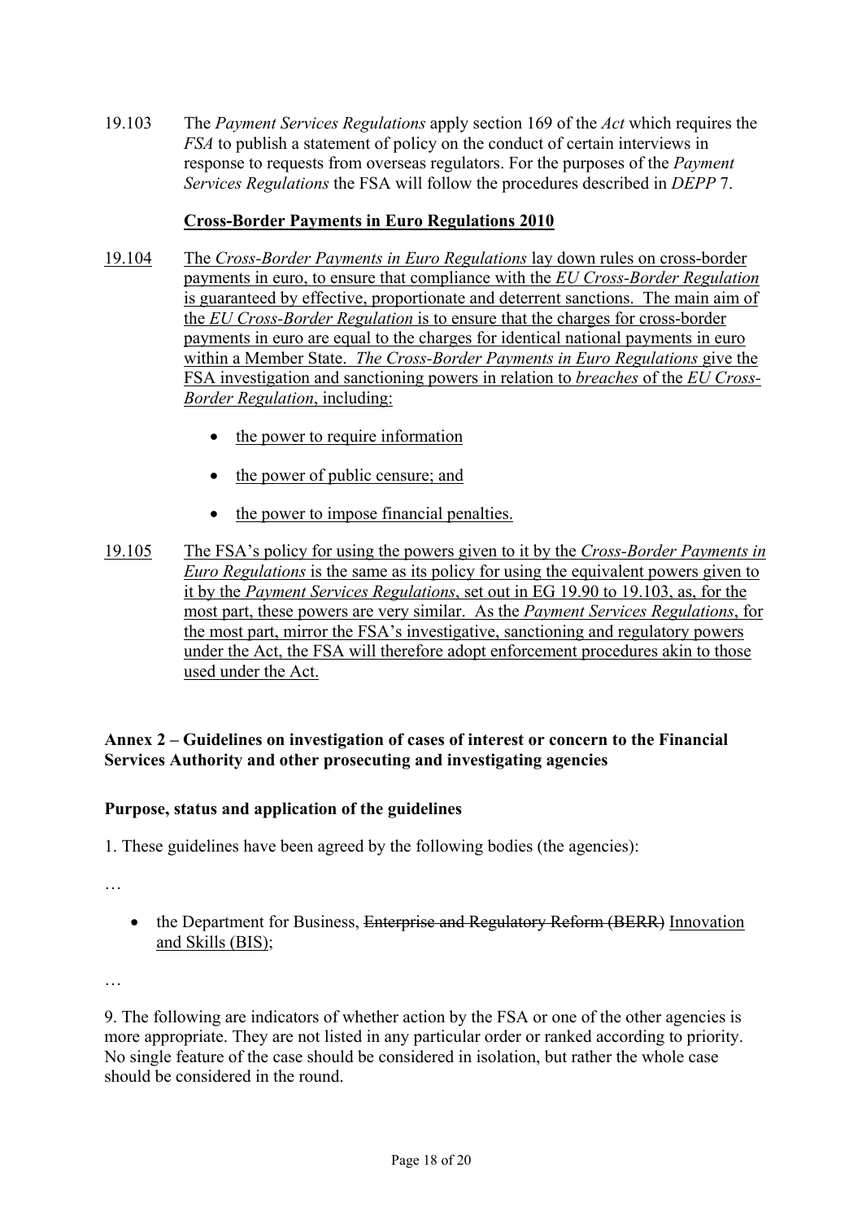19.103 The *Payment Services Regulations* apply section 169 of the *Act* which requires the *FSA* to publish a statement of policy on the conduct of certain interviews in response to requests from overseas regulators. For the purposes of the *Payment Services Regulations* the FSA will follow the procedures described in *DEPP* 7.

**Cross-Border Payments in Euro Regulations 2010**

19.104 The *Cross-Border Payments in Euro Regulations* lay down rules on cross-border payments in euro, to ensure that compliance with the *EU Cross-Border Regulation* is guaranteed by effective, proportionate and deterrent sanctions. The main aim of the *EU Cross-Border Regulation* is to ensure that the charges for cross-border payments in euro are equal to the charges for identical national payments in euro within a Member State. *The Cross-Border Payments in Euro Regulations* give the FSA investigation and sanctioning powers in relation to *breaches* of the *EU Cross-Border Regulation*, including:

- the power to require information
- the power of public censure; and
- the power to impose financial penalties.

19.105 The FSA's policy for using the powers given to it by the *Cross-Border Payments in Euro Regulations* is the same as its policy for using the equivalent powers given to it by the *Payment Services Regulations*, set out in EG 19.90 to 19.103, as, for the most part, these powers are very similar. As the *Payment Services Regulations*, for the most part, mirror the FSA's investigative, sanctioning and regulatory powers under the Act, the FSA will therefore adopt enforcement procedures akin to those used under the Act.

**Annex 2 – Guidelines on investigation of cases of interest or concern to the Financial Services Authority and other prosecuting and investigating agencies**

**Purpose, status and application of the guidelines**

1. These guidelines have been agreed by the following bodies (the agencies):

…

- the Department for Business, ~~Enterprise and Regulatory Reform (BERR)~~ Innovation and Skills (BIS);

…

9. The following are indicators of whether action by the FSA or one of the other agencies is more appropriate. They are not listed in any particular order or ranked according to priority. No single feature of the case should be considered in isolation, but rather the whole case should be considered in the round.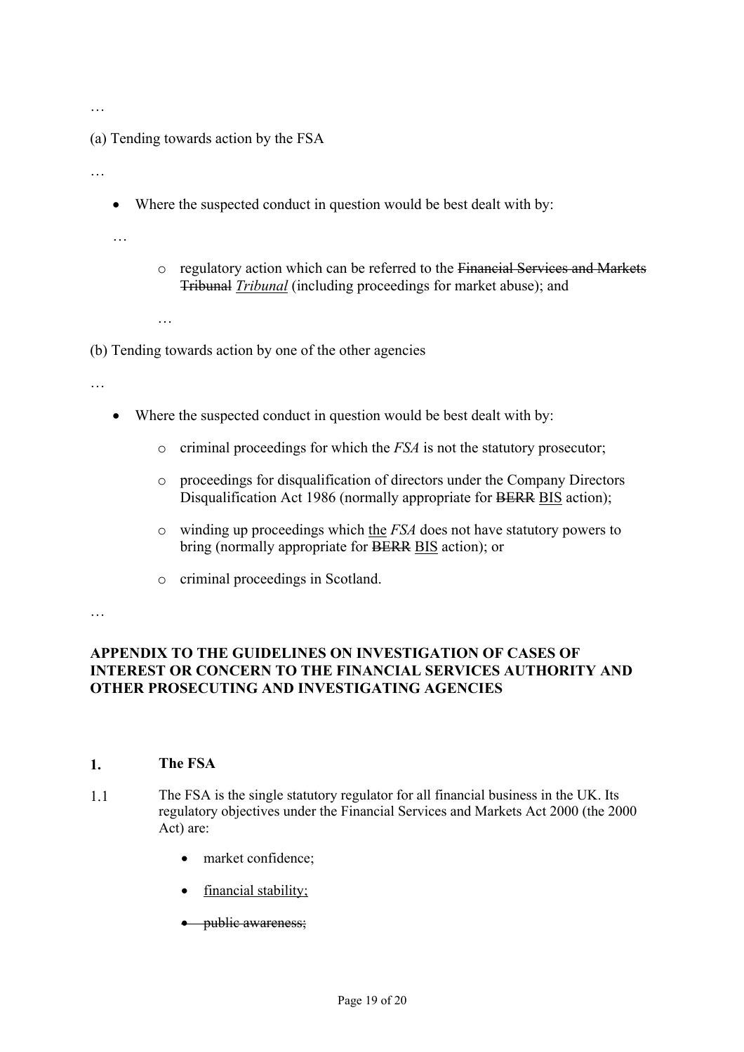…

(a) Tending towards action by the FSA

…

- Where the suspected conduct in question would be best dealt with by:

  …

  - regulatory action which can be referred to the ~~Financial Services and Markets Tribunal~~ <u>*Tribunal*</u> (including proceedings for market abuse); and

  …

(b) Tending towards action by one of the other agencies

…

- Where the suspected conduct in question would be best dealt with by:
  - criminal proceedings for which the *FSA* is not the statutory prosecutor;
  - proceedings for disqualification of directors under the Company Directors Disqualification Act 1986 (normally appropriate for ~~BERR~~ <u>BIS</u> action);
  - winding up proceedings which <u>the</u> *FSA* does not have statutory powers to bring (normally appropriate for ~~BERR~~ <u>BIS</u> action); or
  - criminal proceedings in Scotland.

…

**APPENDIX TO THE GUIDELINES ON INVESTIGATION OF CASES OF INTEREST OR CONCERN TO THE FINANCIAL SERVICES AUTHORITY AND OTHER PROSECUTING AND INVESTIGATING AGENCIES**

## 1. The FSA

1.1 The FSA is the single statutory regulator for all financial business in the UK. Its regulatory objectives under the Financial Services and Markets Act 2000 (the 2000 Act) are:

- market confidence;
- <u>financial stability;</u>
- ~~public awareness;~~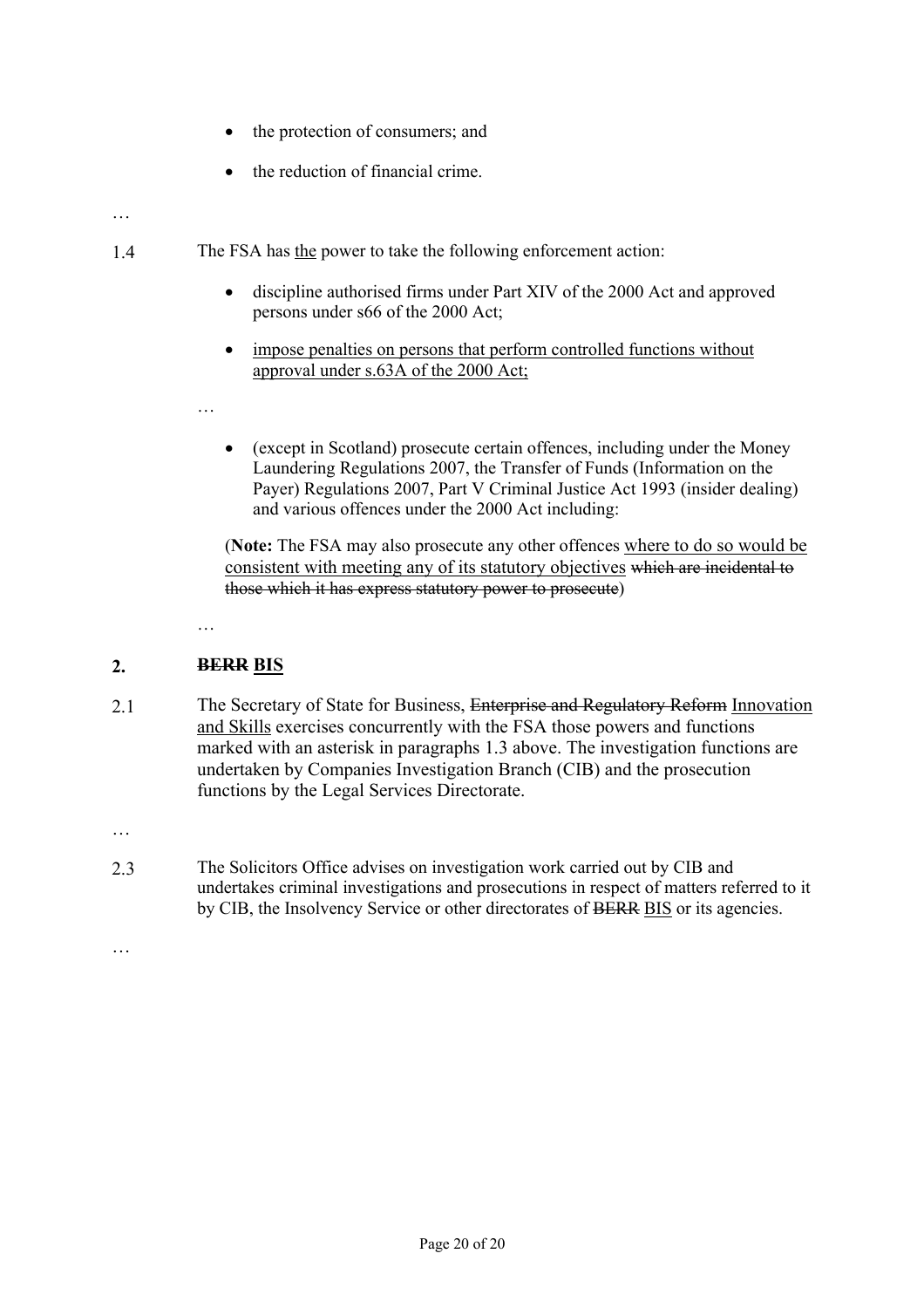- the protection of consumers; and
- the reduction of financial crime.

…

1.4 The FSA has <u>the</u> power to take the following enforcement action:

- discipline authorised firms under Part XIV of the 2000 Act and approved persons under s66 of the 2000 Act;
- <u>impose penalties on persons that perform controlled functions without approval under s.63A of the 2000 Act;</u>

…

- (except in Scotland) prosecute certain offences, including under the Money Laundering Regulations 2007, the Transfer of Funds (Information on the Payer) Regulations 2007, Part V Criminal Justice Act 1993 (insider dealing) and various offences under the 2000 Act including:

(**Note:** The FSA may also prosecute any other offences <u>where to do so would be consistent with meeting any of its statutory objectives</u> ~~which are incidental to those which it has express statutory power to prosecute~~)

…

## 2. ~~BERR~~ <u>BIS</u>

2.1 The Secretary of State for Business, ~~Enterprise and Regulatory Reform~~ <u>Innovation and Skills</u> exercises concurrently with the FSA those powers and functions marked with an asterisk in paragraphs 1.3 above. The investigation functions are undertaken by Companies Investigation Branch (CIB) and the prosecution functions by the Legal Services Directorate.

…

2.3 The Solicitors Office advises on investigation work carried out by CIB and undertakes criminal investigations and prosecutions in respect of matters referred to it by CIB, the Insolvency Service or other directorates of ~~BERR~~ <u>BIS</u> or its agencies.

…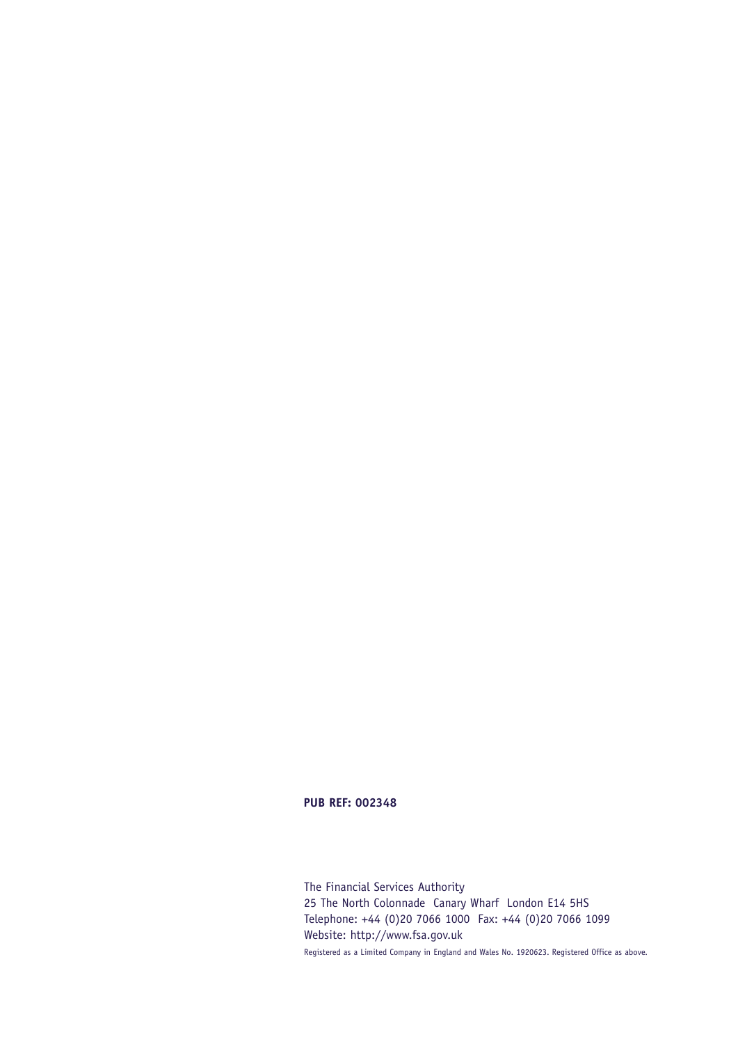**PUB REF: 002348**

The Financial Services Authority
25 The North Colonnade Canary Wharf London E14 5HS
Telephone: +44 (0)20 7066 1000 Fax: +44 (0)20 7066 1099
Website: http://www.fsa.gov.uk

Registered as a Limited Company in England and Wales No. 1920623. Registered Office as above.